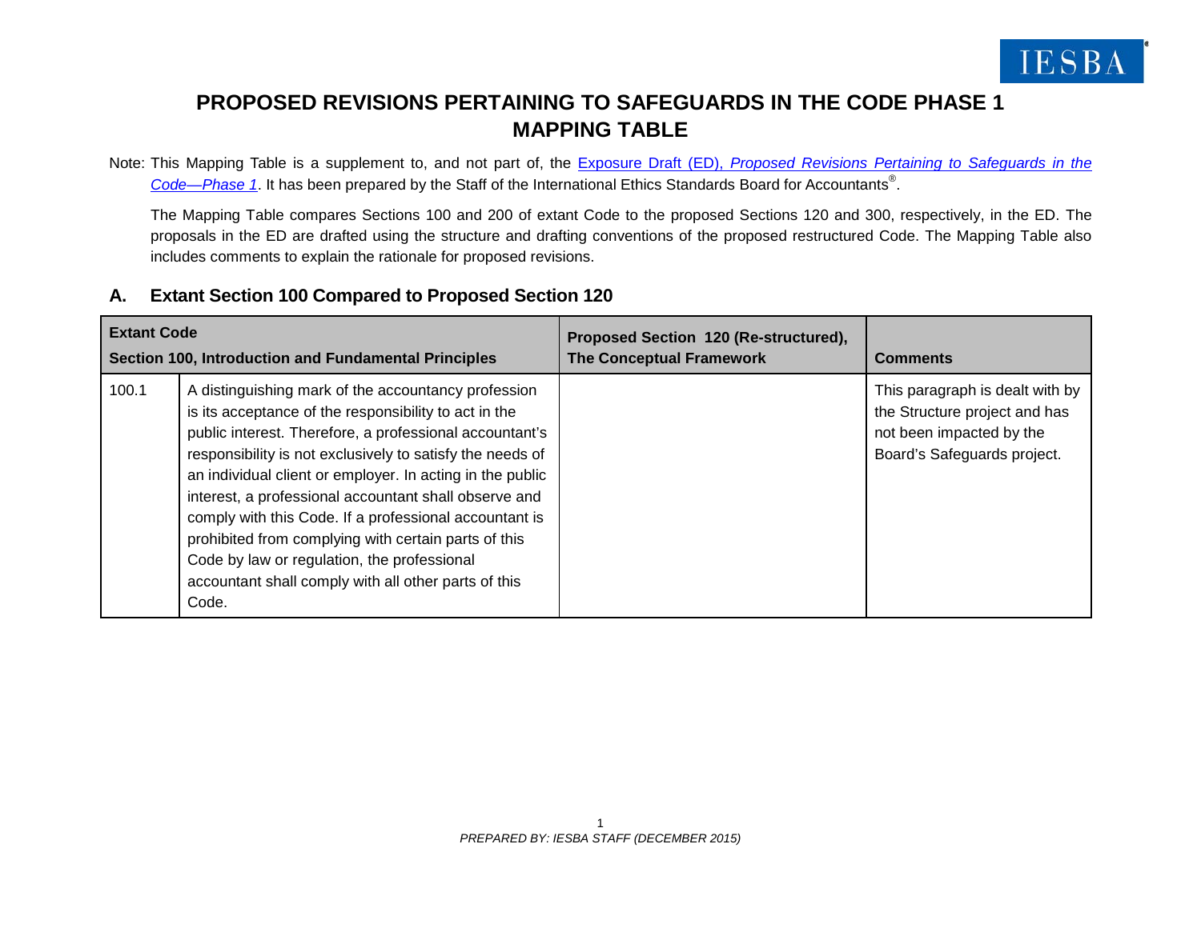# PROPOSED REVISIONS PERTAINING TO SAFEGUARDS IN THE CODE PHASE 1 MAPPING TABLE

Note: This Mapping Table is a supplement to, and not part of, the Exposure Draft (ED), *Proposed Revisions Pertaining to Safeguards in the Code—Phase 1*. It has been prepared by the Staff of the International Ethics Standards Board for Accountants®.

The Mapping Table compares Sections 100 and 200 of extant Code to the proposed Sections 120 and 300, respectively, in the ED. The proposals in the ED are drafted using the structure and drafting conventions of the proposed restructured Code. The Mapping Table also includes comments to explain the rationale for proposed revisions.

## A. Extant Section 100 Compared to Proposed Section 120

| **Extant Code** **Section 100, Introduction and Fundamental Principles** | | **Proposed Section 120 (Re-structured), The Conceptual Framework** | **Comments** |
|---|---|---|---|
| 100.1 | A distinguishing mark of the accountancy profession is its acceptance of the responsibility to act in the public interest. Therefore, a professional accountant's responsibility is not exclusively to satisfy the needs of an individual client or employer. In acting in the public interest, a professional accountant shall observe and comply with this Code. If a professional accountant is prohibited from complying with certain parts of this Code by law or regulation, the professional accountant shall comply with all other parts of this Code. | | This paragraph is dealt with by the Structure project and has not been impacted by the Board's Safeguards project. |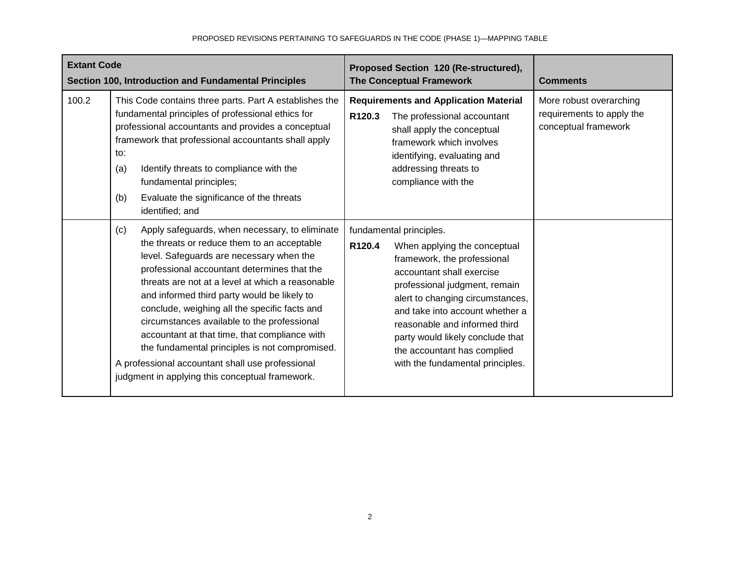| Extant Code<br>Section 100, Introduction and Fundamental Principles | | Proposed Section 120 (Re-structured), The Conceptual Framework | Comments |
|---|---|---|---|
| 100.2 | This Code contains three parts. Part A establishes the fundamental principles of professional ethics for professional accountants and provides a conceptual framework that professional accountants shall apply to:<br>(a) Identify threats to compliance with the fundamental principles;<br>(b) Evaluate the significance of the threats identified; and | **Requirements and Application Material**<br>**R120.3** The professional accountant shall apply the conceptual framework which involves identifying, evaluating and addressing threats to compliance with the | More robust overarching requirements to apply the conceptual framework |
| | (c) Apply safeguards, when necessary, to eliminate the threats or reduce them to an acceptable level. Safeguards are necessary when the professional accountant determines that the threats are not at a level at which a reasonable and informed third party would be likely to conclude, weighing all the specific facts and circumstances available to the professional accountant at that time, that compliance with the fundamental principles is not compromised.<br>A professional accountant shall use professional judgment in applying this conceptual framework. | fundamental principles.<br>**R120.4** When applying the conceptual framework, the professional accountant shall exercise professional judgment, remain alert to changing circumstances, and take into account whether a reasonable and informed third party would likely conclude that the accountant has complied with the fundamental principles. | |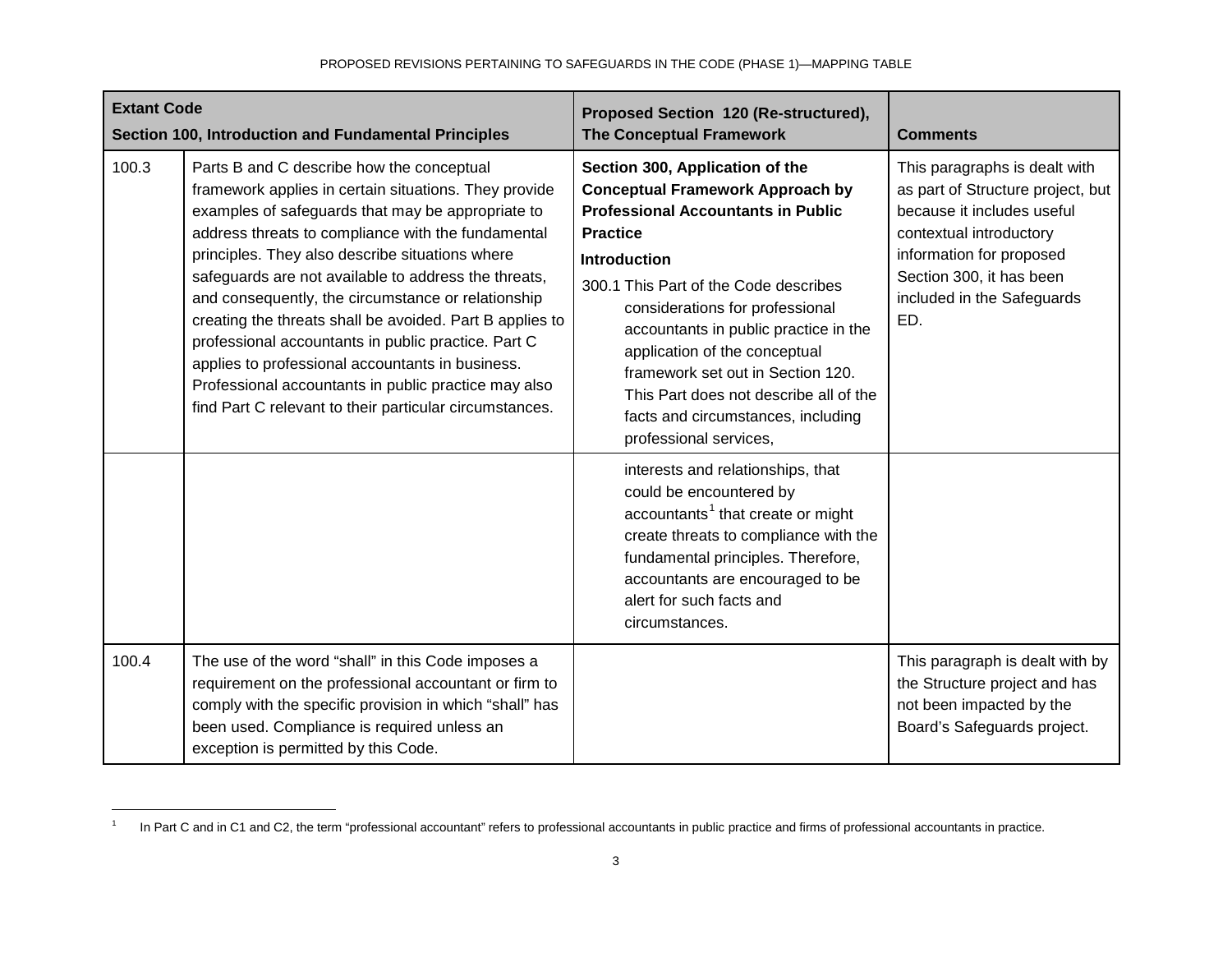| Extant Code<br>Section 100, Introduction and Fundamental Principles | | Proposed Section 120 (Re-structured), The Conceptual Framework | Comments |
|---|---|---|---|
| 100.3 | Parts B and C describe how the conceptual framework applies in certain situations. They provide examples of safeguards that may be appropriate to address threats to compliance with the fundamental principles. They also describe situations where safeguards are not available to address the threats, and consequently, the circumstance or relationship creating the threats shall be avoided. Part B applies to professional accountants in public practice. Part C applies to professional accountants in business. Professional accountants in public practice may also find Part C relevant to their particular circumstances. | **Section 300, Application of the Conceptual Framework Approach by Professional Accountants in Public Practice**<br>**Introduction**<br>300.1 This Part of the Code describes considerations for professional accountants in public practice in the application of the conceptual framework set out in Section 120. This Part does not describe all of the facts and circumstances, including professional services, interests and relationships, that could be encountered by accountants[1] that create or might create threats to compliance with the fundamental principles. Therefore, accountants are encouraged to be alert for such facts and circumstances. | This paragraphs is dealt with as part of Structure project, but because it includes useful contextual introductory information for proposed Section 300, it has been included in the Safeguards ED. |
| 100.4 | The use of the word "shall" in this Code imposes a requirement on the professional accountant or firm to comply with the specific provision in which "shall" has been used. Compliance is required unless an exception is permitted by this Code. | | This paragraph is dealt with by the Structure project and has not been impacted by the Board's Safeguards project. |

[1] In Part C and in C1 and C2, the term "professional accountant" refers to professional accountants in public practice and firms of professional accountants in practice.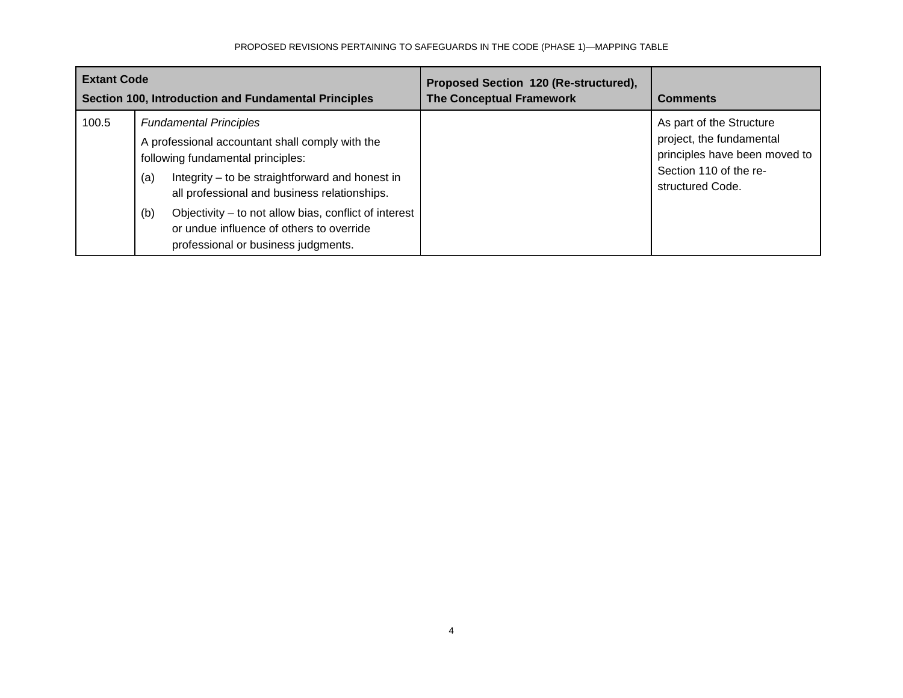| Extant Code<br>Section 100, Introduction and Fundamental Principles | | Proposed Section 120 (Re-structured), The Conceptual Framework | Comments |
|---|---|---|---|
| 100.5 | *Fundamental Principles*<br>A professional accountant shall comply with the following fundamental principles:<br>(a) Integrity – to be straightforward and honest in all professional and business relationships.<br>(b) Objectivity – to not allow bias, conflict of interest or undue influence of others to override professional or business judgments. | | As part of the Structure project, the fundamental principles have been moved to Section 110 of the re-structured Code. |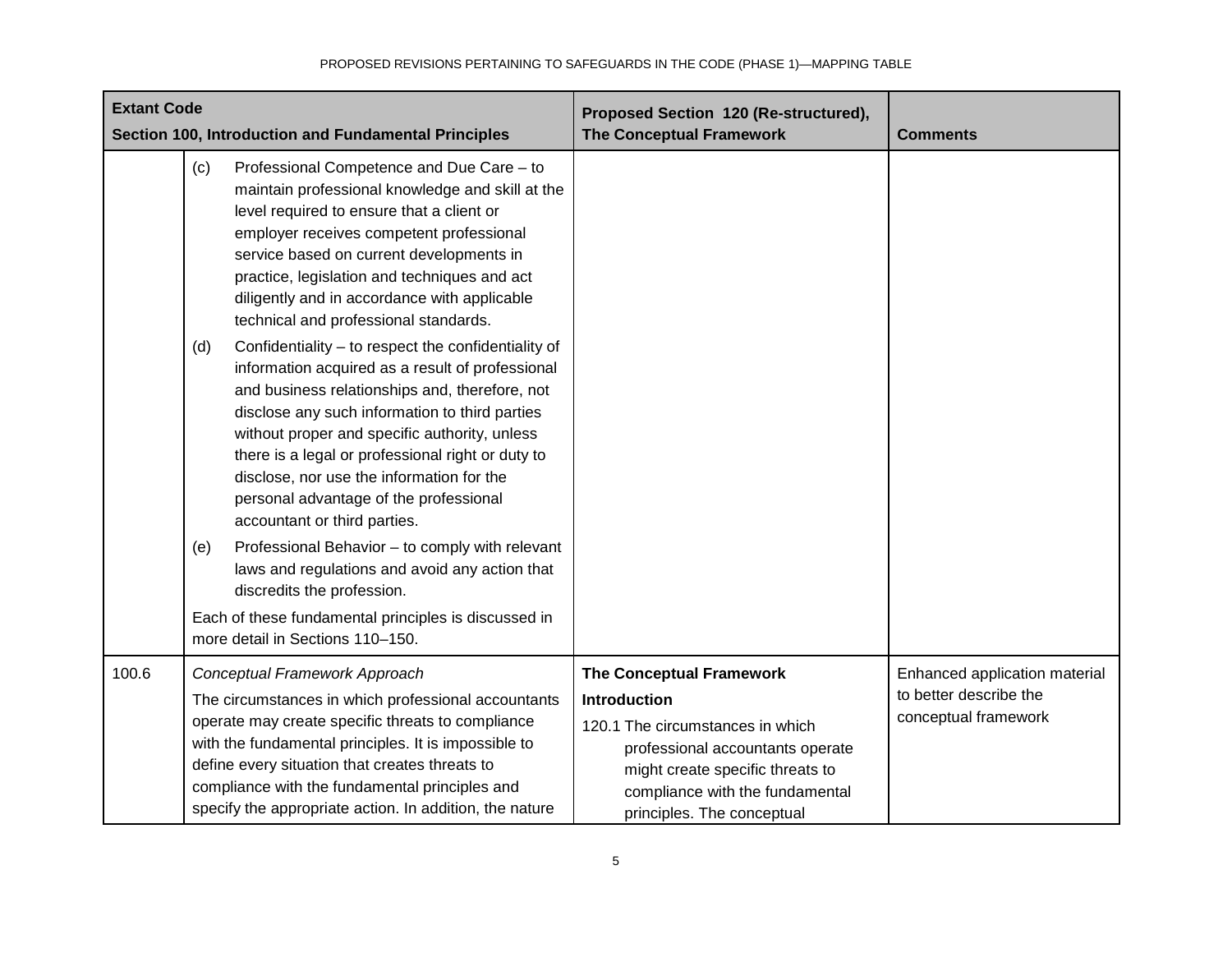| Extant Code<br>Section 100, Introduction and Fundamental Principles | | Proposed Section 120 (Re-structured), The Conceptual Framework | Comments |
|---|---|---|---|
| | (c) Professional Competence and Due Care – to maintain professional knowledge and skill at the level required to ensure that a client or employer receives competent professional service based on current developments in practice, legislation and techniques and act diligently and in accordance with applicable technical and professional standards.<br>(d) Confidentiality – to respect the confidentiality of information acquired as a result of professional and business relationships and, therefore, not disclose any such information to third parties without proper and specific authority, unless there is a legal or professional right or duty to disclose, nor use the information for the personal advantage of the professional accountant or third parties.<br>(e) Professional Behavior – to comply with relevant laws and regulations and avoid any action that discredits the profession.<br>Each of these fundamental principles is discussed in more detail in Sections 110–150. | | |
| 100.6 | *Conceptual Framework Approach*<br>The circumstances in which professional accountants operate may create specific threats to compliance with the fundamental principles. It is impossible to define every situation that creates threats to compliance with the fundamental principles and specify the appropriate action. In addition, the nature | **The Conceptual Framework**<br>**Introduction**<br>120.1 The circumstances in which professional accountants operate might create specific threats to compliance with the fundamental principles. The conceptual | Enhanced application material to better describe the conceptual framework |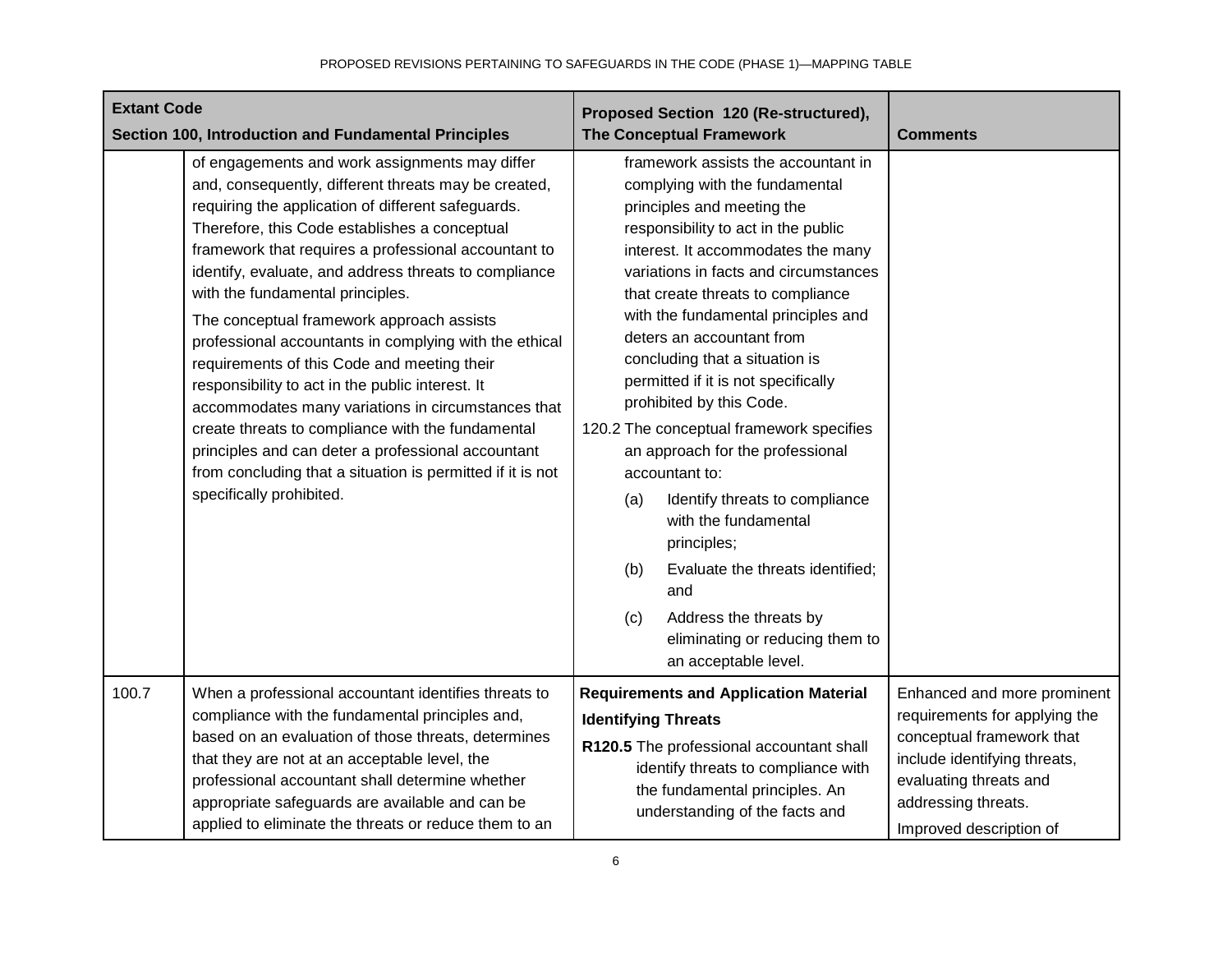| Extant Code<br>Section 100, Introduction and Fundamental Principles | | Proposed Section 120 (Re-structured), The Conceptual Framework | Comments |
|---|---|---|---|
| | of engagements and work assignments may differ and, consequently, different threats may be created, requiring the application of different safeguards. Therefore, this Code establishes a conceptual framework that requires a professional accountant to identify, evaluate, and address threats to compliance with the fundamental principles.<br><br>The conceptual framework approach assists professional accountants in complying with the ethical requirements of this Code and meeting their responsibility to act in the public interest. It accommodates many variations in circumstances that create threats to compliance with the fundamental principles and can deter a professional accountant from concluding that a situation is permitted if it is not specifically prohibited. | framework assists the accountant in complying with the fundamental principles and meeting the responsibility to act in the public interest. It accommodates the many variations in facts and circumstances that create threats to compliance with the fundamental principles and deters an accountant from concluding that a situation is permitted if it is not specifically prohibited by this Code.<br><br>120.2 The conceptual framework specifies an approach for the professional accountant to:<br><br>(a) Identify threats to compliance with the fundamental principles;<br><br>(b) Evaluate the threats identified; and<br><br>(c) Address the threats by eliminating or reducing them to an acceptable level. | |
| 100.7 | When a professional accountant identifies threats to compliance with the fundamental principles and, based on an evaluation of those threats, determines that they are not at an acceptable level, the professional accountant shall determine whether appropriate safeguards are available and can be applied to eliminate the threats or reduce them to an | **Requirements and Application Material**<br><br>**Identifying Threats**<br><br>**R120.5** The professional accountant shall identify threats to compliance with the fundamental principles. An understanding of the facts and | Enhanced and more prominent requirements for applying the conceptual framework that include identifying threats, evaluating threats and addressing threats.<br><br>Improved description of |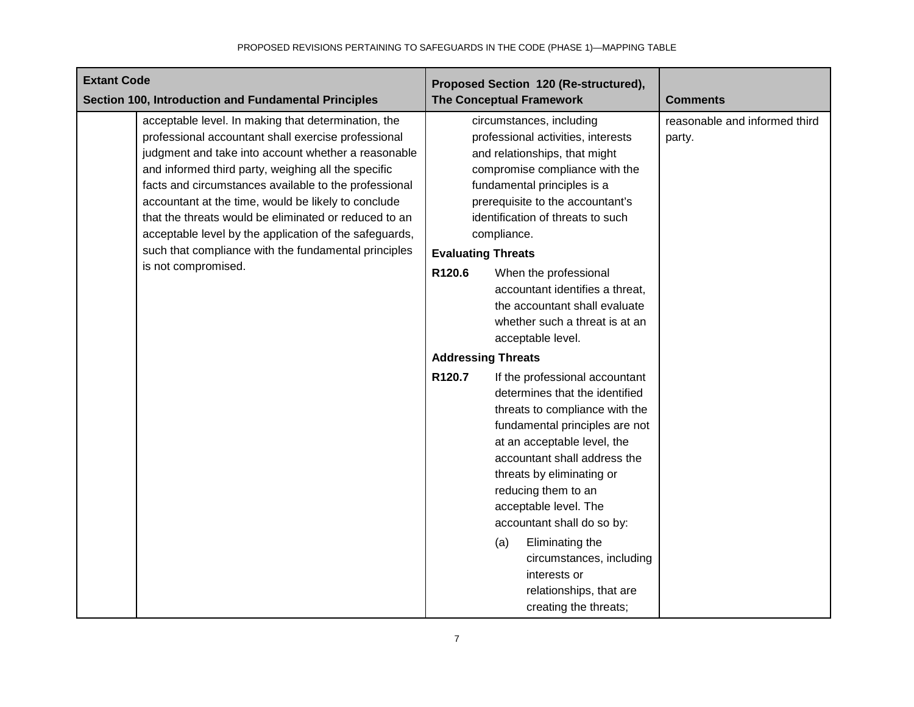| Extant Code<br>Section 100, Introduction and Fundamental Principles | | Proposed Section 120 (Re-structured), The Conceptual Framework | Comments |
|---|---|---|---|
| | acceptable level. In making that determination, the professional accountant shall exercise professional judgment and take into account whether a reasonable and informed third party, weighing all the specific facts and circumstances available to the professional accountant at the time, would be likely to conclude that the threats would be eliminated or reduced to an acceptable level by the application of the safeguards, such that compliance with the fundamental principles is not compromised. | circumstances, including professional activities, interests and relationships, that might compromise compliance with the fundamental principles is a prerequisite to the accountant's identification of threats to such compliance.<br><br>**Evaluating Threats**<br><br>**R120.6** When the professional accountant identifies a threat, the accountant shall evaluate whether such a threat is at an acceptable level.<br><br>**Addressing Threats**<br><br>**R120.7** If the professional accountant determines that the identified threats to compliance with the fundamental principles are not at an acceptable level, the accountant shall address the threats by eliminating or reducing them to an acceptable level. The accountant shall do so by:<br><br>(a) Eliminating the circumstances, including interests or relationships, that are creating the threats; | reasonable and informed third party. |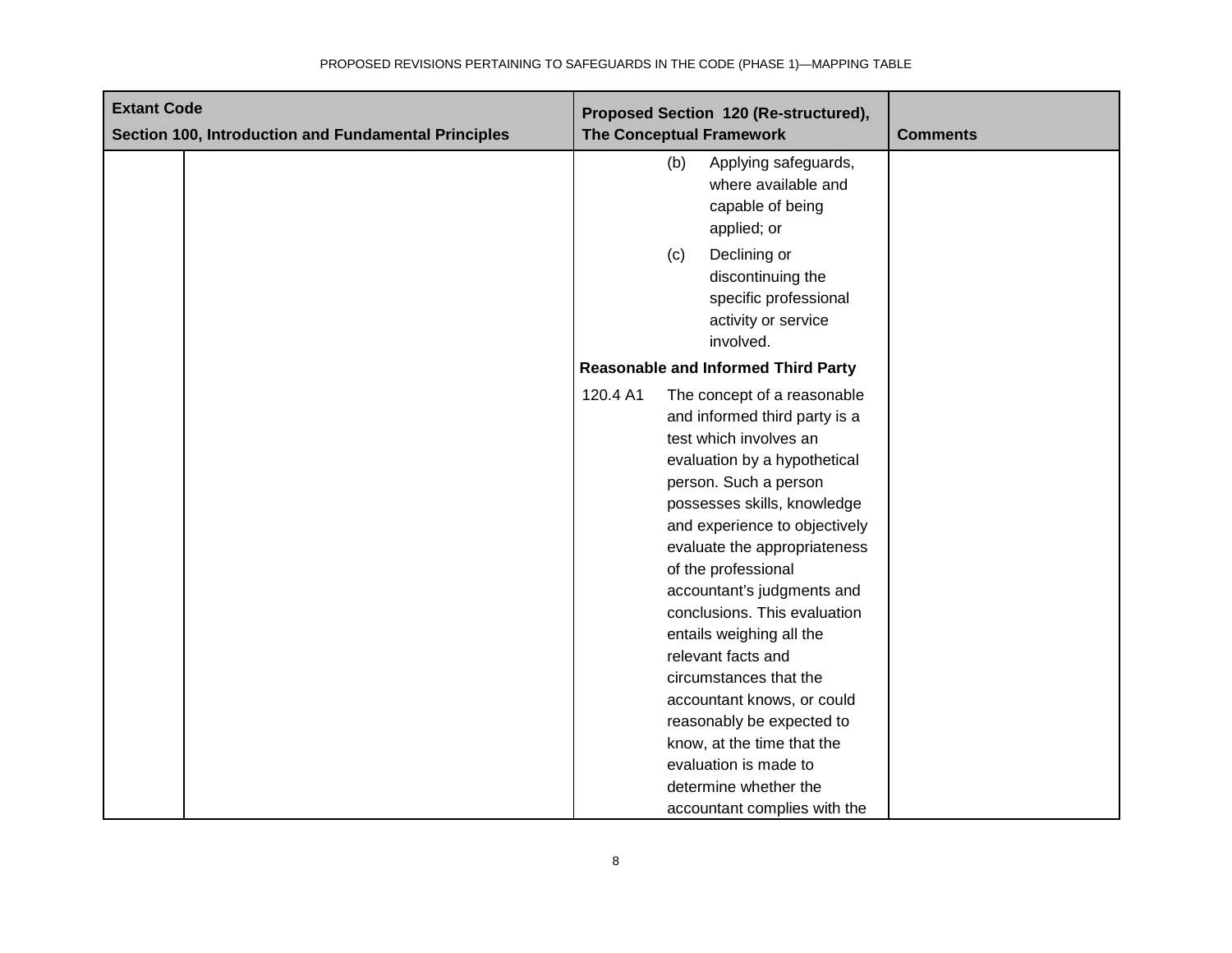| Extant Code<br>Section 100, Introduction and Fundamental Principles | | Proposed Section 120 (Re-structured), The Conceptual Framework | Comments |
|---|---|---|---|
| | | (b) Applying safeguards, where available and capable of being applied; or<br><br>(c) Declining or discontinuing the specific professional activity or service involved.<br><br>**Reasonable and Informed Third Party**<br><br>120.4 A1 The concept of a reasonable and informed third party is a test which involves an evaluation by a hypothetical person. Such a person possesses skills, knowledge and experience to objectively evaluate the appropriateness of the professional accountant's judgments and conclusions. This evaluation entails weighing all the relevant facts and circumstances that the accountant knows, or could reasonably be expected to know, at the time that the evaluation is made to determine whether the accountant complies with the | |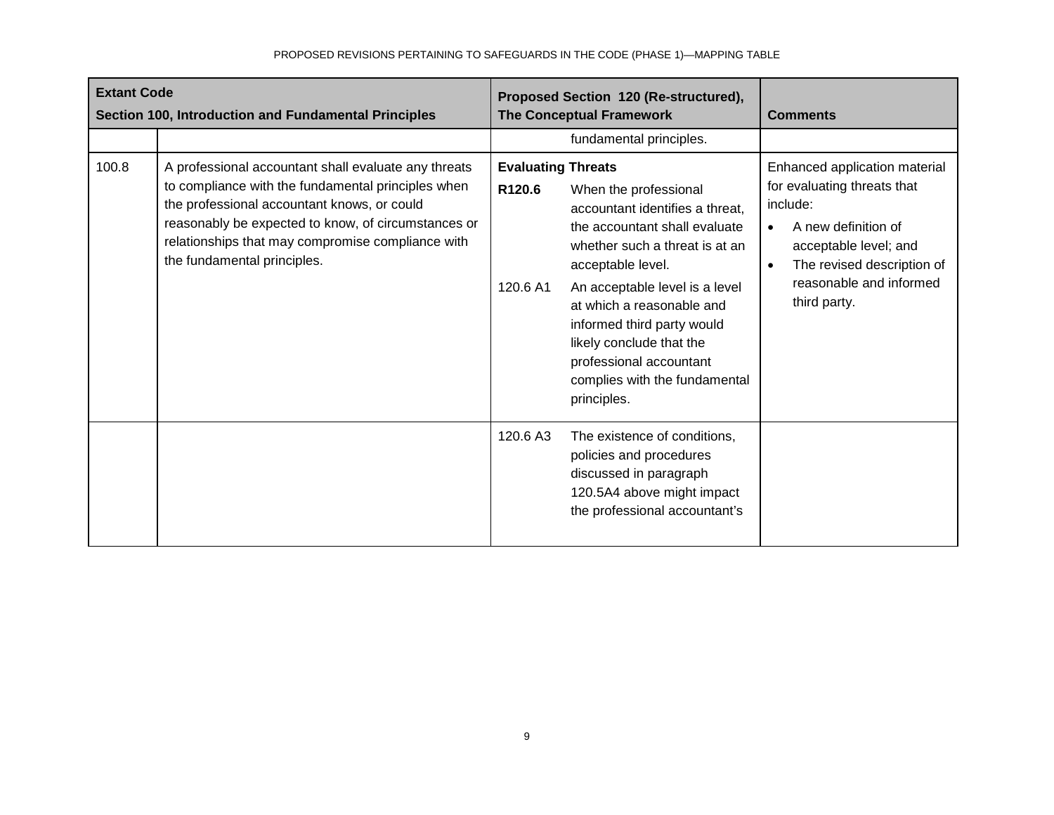| Extant Code<br>Section 100, Introduction and Fundamental Principles | | Proposed Section 120 (Re-structured), The Conceptual Framework | Comments |
|---|---|---|---|
| | | fundamental principles. | |
| 100.8 | A professional accountant shall evaluate any threats to compliance with the fundamental principles when the professional accountant knows, or could reasonably be expected to know, of circumstances or relationships that may compromise compliance with the fundamental principles. | **Evaluating Threats**<br>**R120.6** When the professional accountant identifies a threat, the accountant shall evaluate whether such a threat is at an acceptable level.<br>120.6 A1 An acceptable level is a level at which a reasonable and informed third party would likely conclude that the professional accountant complies with the fundamental principles. | Enhanced application material for evaluating threats that include:<br>• A new definition of acceptable level; and<br>• The revised description of reasonable and informed third party. |
| | | 120.6 A3 The existence of conditions, policies and procedures discussed in paragraph 120.5A4 above might impact the professional accountant's | |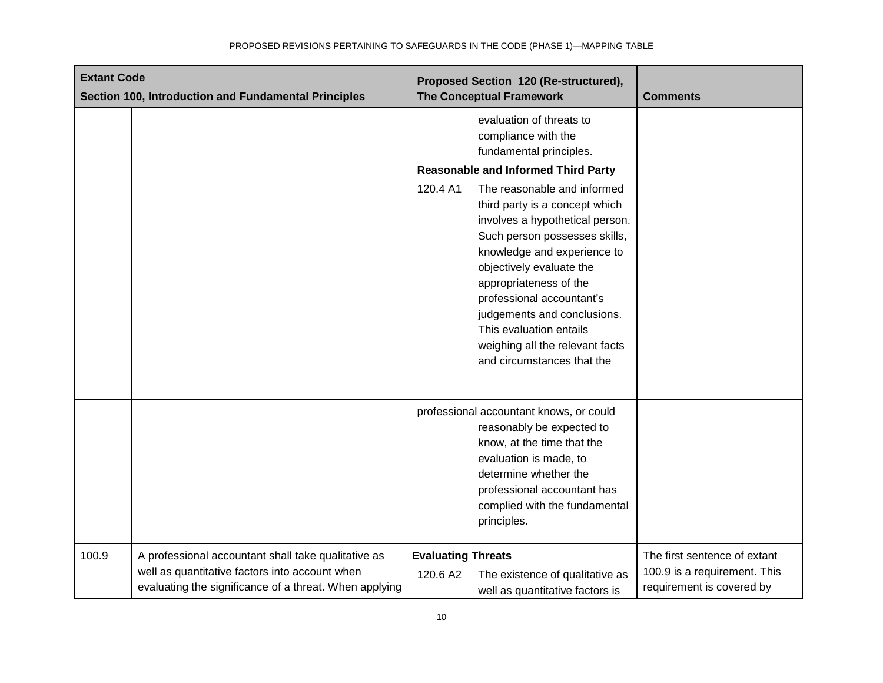| Extant Code Section 100, Introduction and Fundamental Principles | | Proposed Section 120 (Re-structured), The Conceptual Framework | Comments |
|---|---|---|---|
| | | evaluation of threats to compliance with the fundamental principles.<br><br>**Reasonable and Informed Third Party**<br><br>120.4 A1 The reasonable and informed third party is a concept which involves a hypothetical person. Such person possesses skills, knowledge and experience to objectively evaluate the appropriateness of the professional accountant's judgements and conclusions. This evaluation entails weighing all the relevant facts and circumstances that the | |
| | | professional accountant knows, or could reasonably be expected to know, at the time that the evaluation is made, to determine whether the professional accountant has complied with the fundamental principles. | |
| 100.9 | A professional accountant shall take qualitative as well as quantitative factors into account when evaluating the significance of a threat. When applying | **Evaluating Threats**<br><br>120.6 A2 The existence of qualitative as well as quantitative factors is | The first sentence of extant 100.9 is a requirement. This requirement is covered by |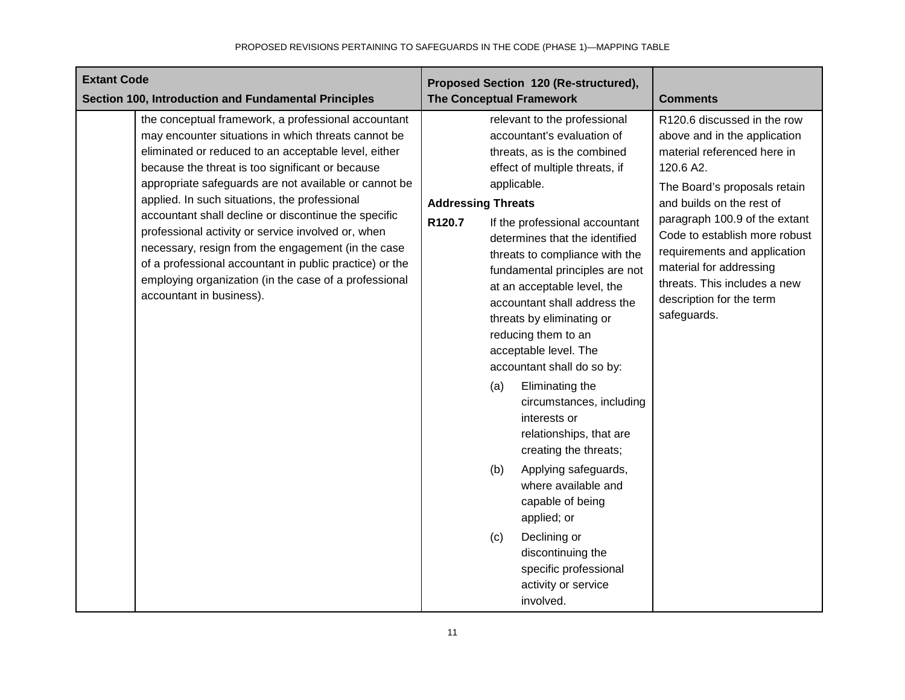| Extant Code<br>Section 100, Introduction and Fundamental Principles | | Proposed Section 120 (Re-structured), The Conceptual Framework | | Comments |
|---|---|---|---|---|
| | the conceptual framework, a professional accountant may encounter situations in which threats cannot be eliminated or reduced to an acceptable level, either because the threat is too significant or because appropriate safeguards are not available or cannot be applied. In such situations, the professional accountant shall decline or discontinue the specific professional activity or service involved or, when necessary, resign from the engagement (in the case of a professional accountant in public practice) or the employing organization (in the case of a professional accountant in business). | | relevant to the professional accountant's evaluation of threats, as is the combined effect of multiple threats, if applicable.<br><br>**Addressing Threats** | R120.6 discussed in the row above and in the application material referenced here in 120.6 A2.<br><br>The Board's proposals retain and builds on the rest of paragraph 100.9 of the extant Code to establish more robust requirements and application material for addressing threats. This includes a new description for the term safeguards. |
| | | **R120.7** | If the professional accountant determines that the identified threats to compliance with the fundamental principles are not at an acceptable level, the accountant shall address the threats by eliminating or reducing them to an acceptable level. The accountant shall do so by:<br><br>(a) Eliminating the circumstances, including interests or relationships, that are creating the threats;<br><br>(b) Applying safeguards, where available and capable of being applied; or<br><br>(c) Declining or discontinuing the specific professional activity or service involved. | |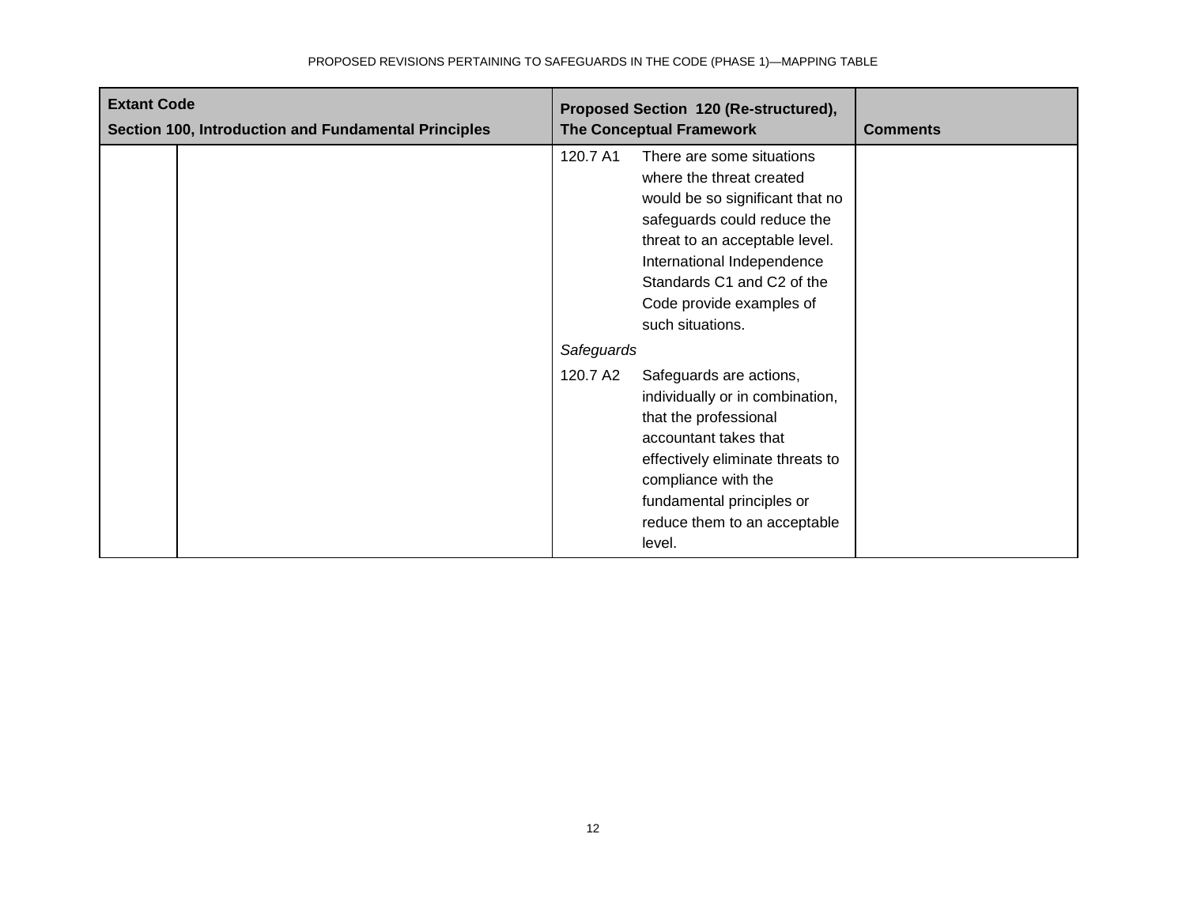| Extant Code<br>Section 100, Introduction and Fundamental Principles | | Proposed Section 120 (Re-structured), The Conceptual Framework | | Comments |
|---|---|---|---|---|
| | | 120.7 A1 | There are some situations where the threat created would be so significant that no safeguards could reduce the threat to an acceptable level. International Independence Standards C1 and C2 of the Code provide examples of such situations. | |
| | | *Safeguards* | | |
| | | 120.7 A2 | Safeguards are actions, individually or in combination, that the professional accountant takes that effectively eliminate threats to compliance with the fundamental principles or reduce them to an acceptable level. | |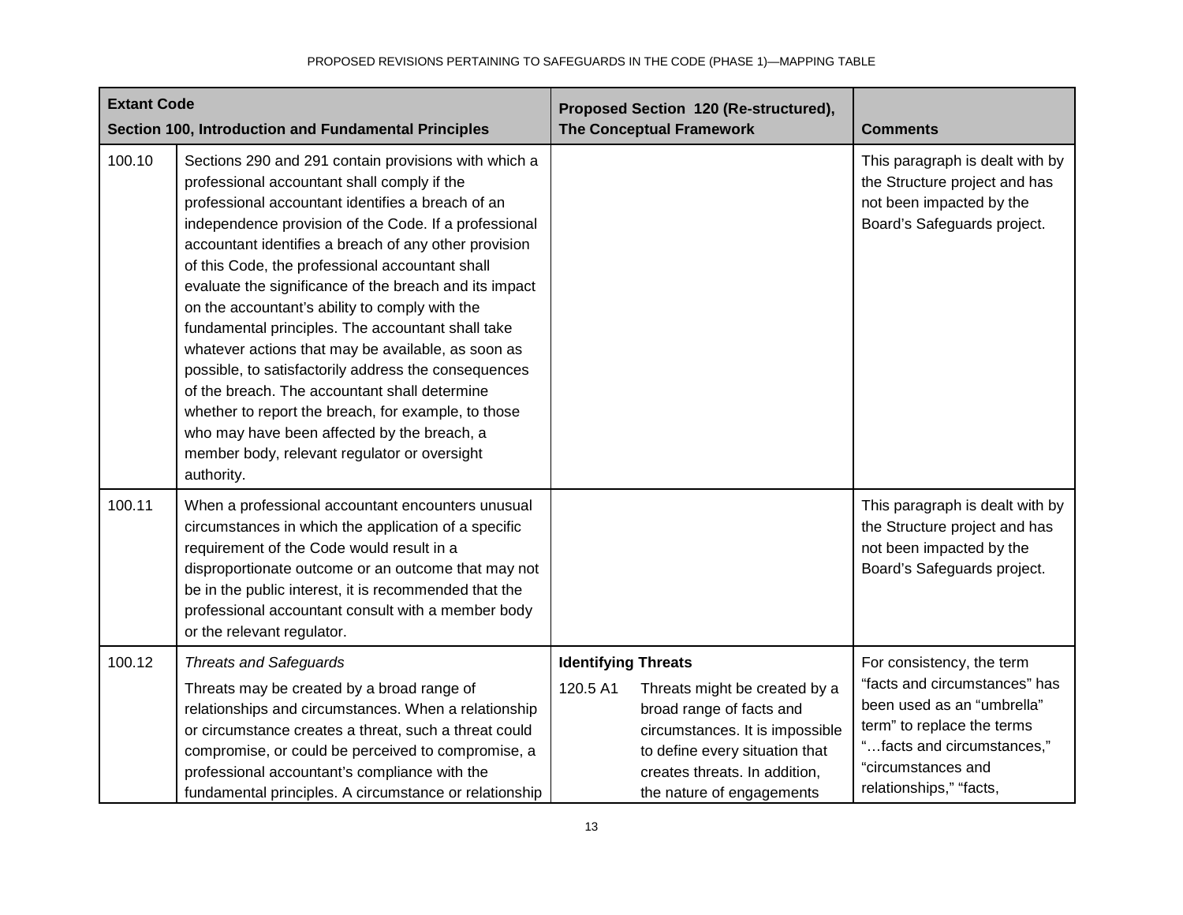| Extant Code<br>Section 100, Introduction and Fundamental Principles | | Proposed Section 120 (Re-structured),<br>The Conceptual Framework | | Comments |
|---|---|---|---|---|
| 100.10 | Sections 290 and 291 contain provisions with which a professional accountant shall comply if the professional accountant identifies a breach of an independence provision of the Code. If a professional accountant identifies a breach of any other provision of this Code, the professional accountant shall evaluate the significance of the breach and its impact on the accountant's ability to comply with the fundamental principles. The accountant shall take whatever actions that may be available, as soon as possible, to satisfactorily address the consequences of the breach. The accountant shall determine whether to report the breach, for example, to those who may have been affected by the breach, a member body, relevant regulator or oversight authority. | | | This paragraph is dealt with by the Structure project and has not been impacted by the Board's Safeguards project. |
| 100.11 | When a professional accountant encounters unusual circumstances in which the application of a specific requirement of the Code would result in a disproportionate outcome or an outcome that may not be in the public interest, it is recommended that the professional accountant consult with a member body or the relevant regulator. | | | This paragraph is dealt with by the Structure project and has not been impacted by the Board's Safeguards project. |
| 100.12 | *Threats and Safeguards*<br>Threats may be created by a broad range of relationships and circumstances. When a relationship or circumstance creates a threat, such a threat could compromise, or could be perceived to compromise, a professional accountant's compliance with the fundamental principles. A circumstance or relationship | **Identifying Threats**<br>120.5 A1 | Threats might be created by a broad range of facts and circumstances. It is impossible to define every situation that creates threats. In addition, the nature of engagements | For consistency, the term "facts and circumstances" has been used as an "umbrella" term" to replace the terms "…facts and circumstances," "circumstances and relationships," "facts, |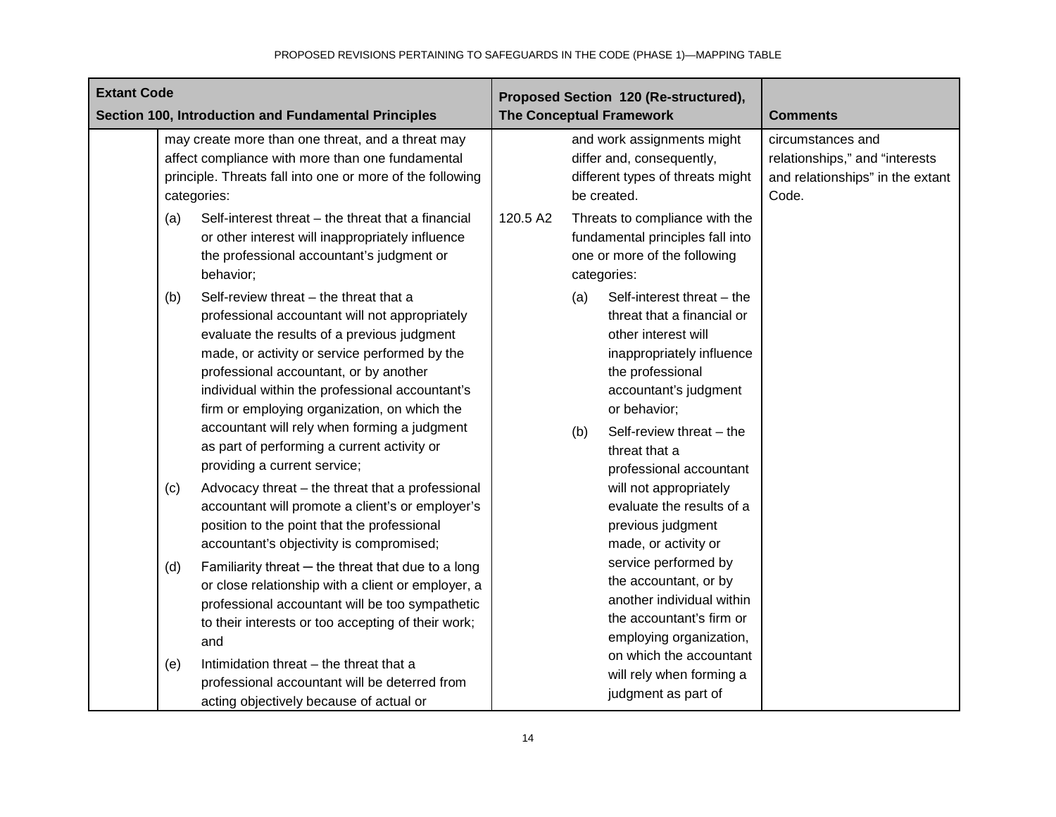| Extant Code<br>Section 100, Introduction and Fundamental Principles | | Proposed Section 120 (Re-structured), The Conceptual Framework | | Comments |
|---|---|---|---|---|
| | may create more than one threat, and a threat may affect compliance with more than one fundamental principle. Threats fall into one or more of the following categories:<br><br>(a) Self-interest threat – the threat that a financial or other interest will inappropriately influence the professional accountant's judgment or behavior;<br><br>(b) Self-review threat – the threat that a professional accountant will not appropriately evaluate the results of a previous judgment made, or activity or service performed by the professional accountant, or by another individual within the professional accountant's firm or employing organization, on which the accountant will rely when forming a judgment as part of performing a current activity or providing a current service;<br><br>(c) Advocacy threat – the threat that a professional accountant will promote a client's or employer's position to the point that the professional accountant's objectivity is compromised;<br><br>(d) Familiarity threat – the threat that due to a long or close relationship with a client or employer, a professional accountant will be too sympathetic to their interests or too accepting of their work; and<br><br>(e) Intimidation threat – the threat that a professional accountant will be deterred from acting objectively because of actual or | | and work assignments might differ and, consequently, different types of threats might be created. | circumstances and relationships," and "interests and relationships" in the extant Code. |
| | | 120.5 A2 | Threats to compliance with the fundamental principles fall into one or more of the following categories:<br><br>(a) Self-interest threat – the threat that a financial or other interest will inappropriately influence the professional accountant's judgment or behavior;<br><br>(b) Self-review threat – the threat that a professional accountant will not appropriately evaluate the results of a previous judgment made, or activity or service performed by the accountant, or by another individual within the accountant's firm or employing organization, on which the accountant will rely when forming a judgment as part of | |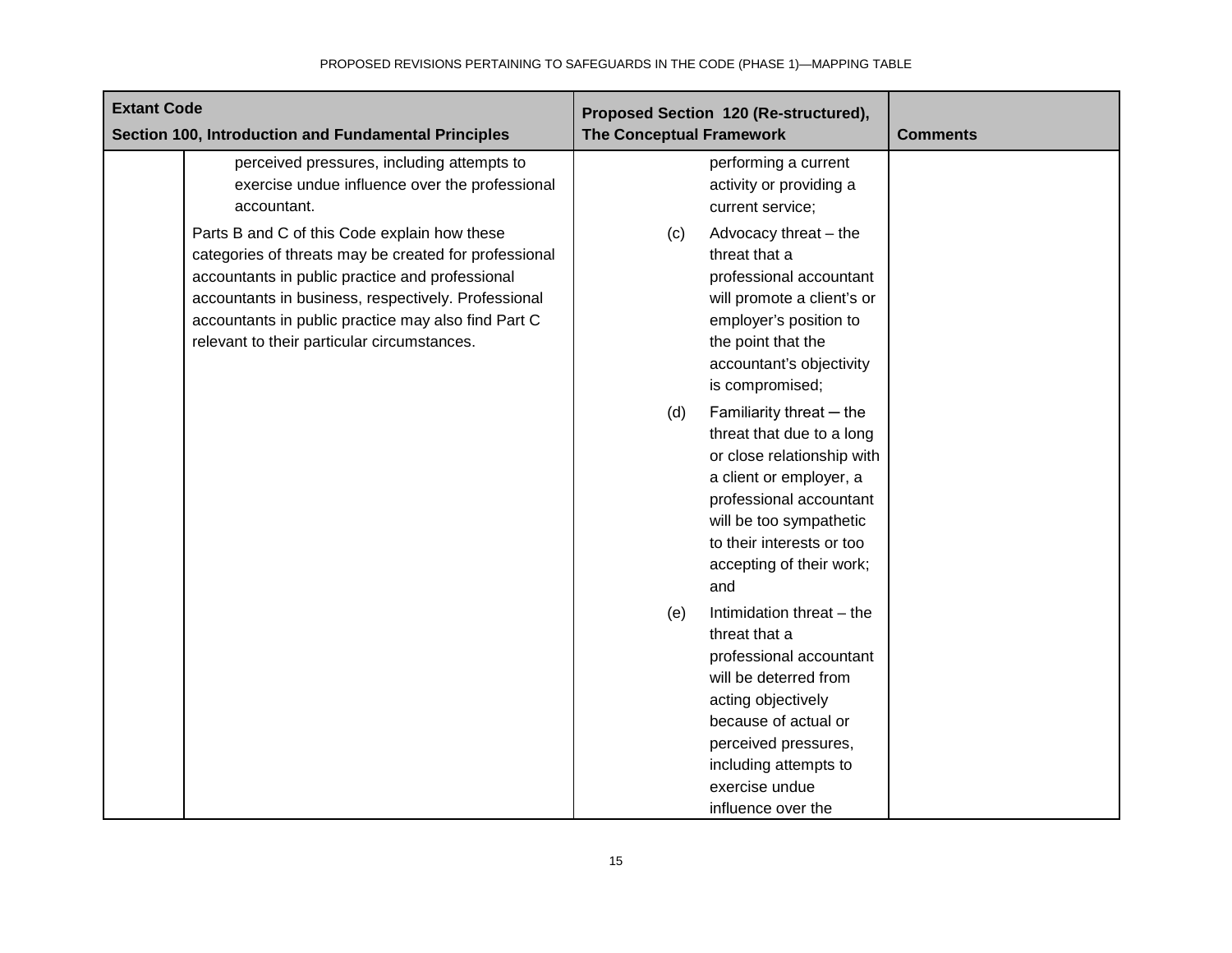| Extant Code<br>Section 100, Introduction and Fundamental Principles | | Proposed Section 120 (Re-structured), The Conceptual Framework | Comments |
|---|---|---|---|
| | perceived pressures, including attempts to exercise undue influence over the professional accountant.<br><br>Parts B and C of this Code explain how these categories of threats may be created for professional accountants in public practice and professional accountants in business, respectively. Professional accountants in public practice may also find Part C relevant to their particular circumstances. | performing a current activity or providing a current service;<br><br>(c) Advocacy threat – the threat that a professional accountant will promote a client's or employer's position to the point that the accountant's objectivity is compromised;<br><br>(d) Familiarity threat – the threat that due to a long or close relationship with a client or employer, a professional accountant will be too sympathetic to their interests or too accepting of their work; and<br><br>(e) Intimidation threat – the threat that a professional accountant will be deterred from acting objectively because of actual or perceived pressures, including attempts to exercise undue influence over the | |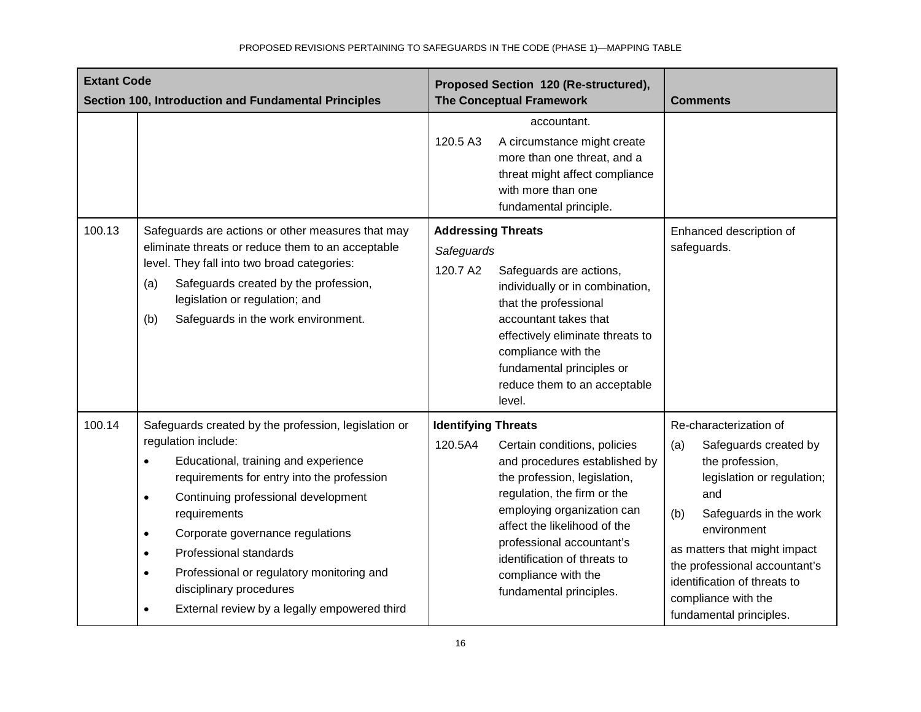| Extant Code Section 100, Introduction and Fundamental Principles | | Proposed Section 120 (Re-structured), The Conceptual Framework | Comments |
|---|---|---|---|
| | | accountant.<br><br>120.5 A3 A circumstance might create more than one threat, and a threat might affect compliance with more than one fundamental principle. | |
| 100.13 | Safeguards are actions or other measures that may eliminate threats or reduce them to an acceptable level. They fall into two broad categories:<br>(a) Safeguards created by the profession, legislation or regulation; and<br>(b) Safeguards in the work environment. | **Addressing Threats**<br>*Safeguards*<br>120.7 A2 Safeguards are actions, individually or in combination, that the professional accountant takes that effectively eliminate threats to compliance with the fundamental principles or reduce them to an acceptable level. | Enhanced description of safeguards. |
| 100.14 | Safeguards created by the profession, legislation or regulation include:<br>• Educational, training and experience requirements for entry into the profession<br>• Continuing professional development requirements<br>• Corporate governance regulations<br>• Professional standards<br>• Professional or regulatory monitoring and disciplinary procedures<br>• External review by a legally empowered third | **Identifying Threats**<br>120.5A4 Certain conditions, policies and procedures established by the profession, legislation, regulation, the firm or the employing organization can affect the likelihood of the professional accountant's identification of threats to compliance with the fundamental principles. | Re-characterization of<br>(a) Safeguards created by the profession, legislation or regulation; and<br>(b) Safeguards in the work environment<br>as matters that might impact the professional accountant's identification of threats to compliance with the fundamental principles. |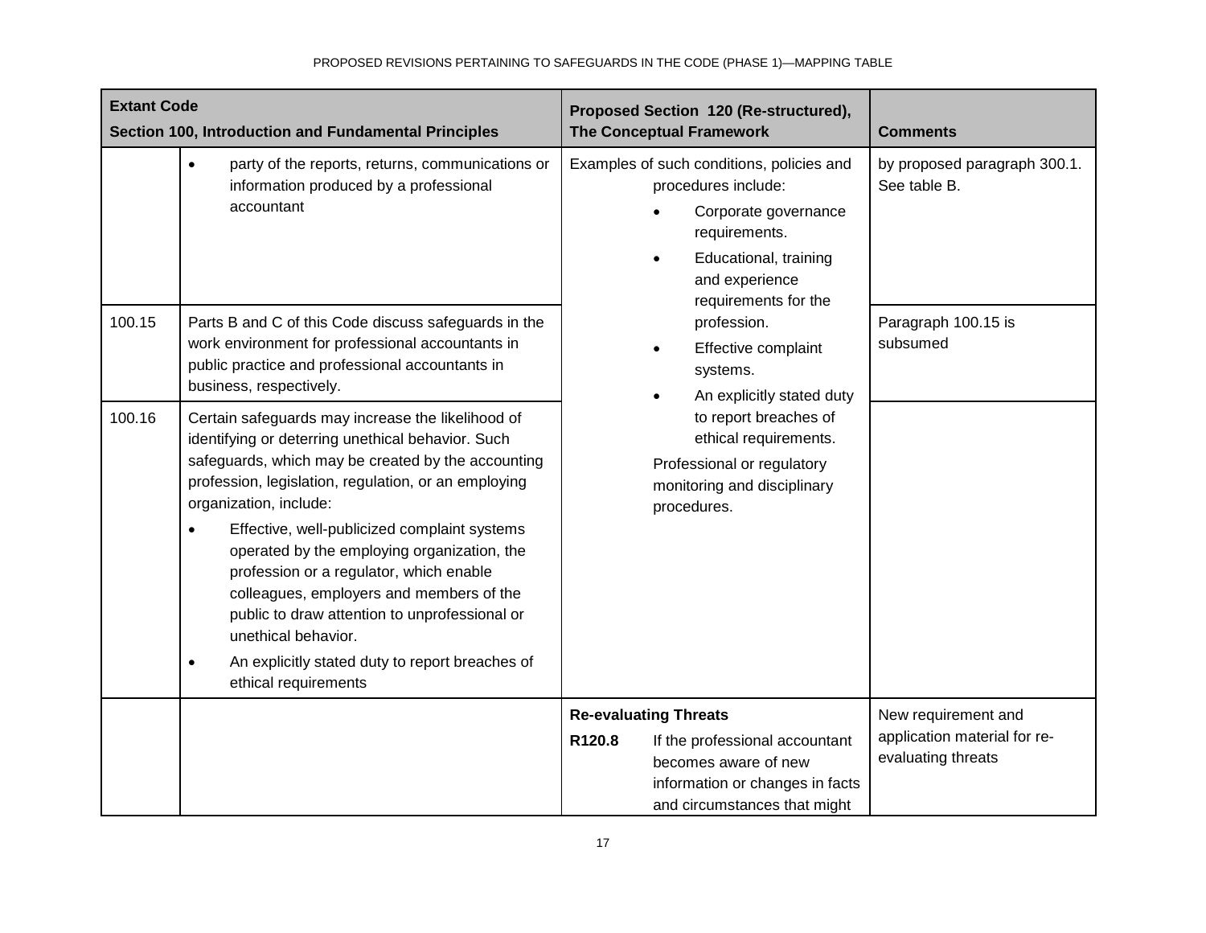| Extant Code<br>Section 100, Introduction and Fundamental Principles | | Proposed Section 120 (Re-structured), The Conceptual Framework | Comments |
|---|---|---|---|
| | • party of the reports, returns, communications or information produced by a professional accountant | Examples of such conditions, policies and procedures include:<br>• Corporate governance requirements.<br>• Educational, training and experience requirements for the profession.<br>• Effective complaint systems.<br>• An explicitly stated duty to report breaches of ethical requirements.<br>Professional or regulatory monitoring and disciplinary procedures. | by proposed paragraph 300.1. See table B. |
| 100.15 | Parts B and C of this Code discuss safeguards in the work environment for professional accountants in public practice and professional accountants in business, respectively. | | Paragraph 100.15 is subsumed |
| 100.16 | Certain safeguards may increase the likelihood of identifying or deterring unethical behavior. Such safeguards, which may be created by the accounting profession, legislation, regulation, or an employing organization, include:<br>• Effective, well-publicized complaint systems operated by the employing organization, the profession or a regulator, which enable colleagues, employers and members of the public to draw attention to unprofessional or unethical behavior.<br>• An explicitly stated duty to report breaches of ethical requirements | | |
| | | **Re-evaluating Threats**<br>**R120.8** If the professional accountant becomes aware of new information or changes in facts and circumstances that might | New requirement and application material for re-evaluating threats |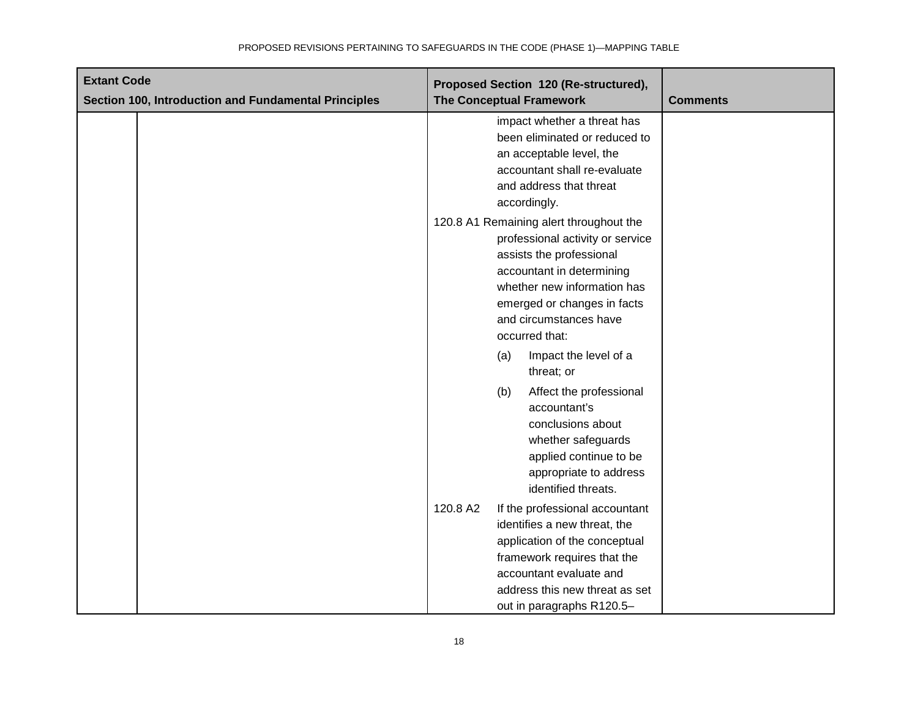| Extant Code<br>Section 100, Introduction and Fundamental Principles | | Proposed Section 120 (Re-structured),<br>The Conceptual Framework | Comments |
|---|---|---|---|
| | | impact whether a threat has been eliminated or reduced to an acceptable level, the accountant shall re-evaluate and address that threat accordingly.<br><br>120.8 A1 Remaining alert throughout the professional activity or service assists the professional accountant in determining whether new information has emerged or changes in facts and circumstances have occurred that:<br><br>(a) Impact the level of a threat; or<br><br>(b) Affect the professional accountant's conclusions about whether safeguards applied continue to be appropriate to address identified threats.<br><br>120.8 A2 If the professional accountant identifies a new threat, the application of the conceptual framework requires that the accountant evaluate and address this new threat as set out in paragraphs R120.5– | |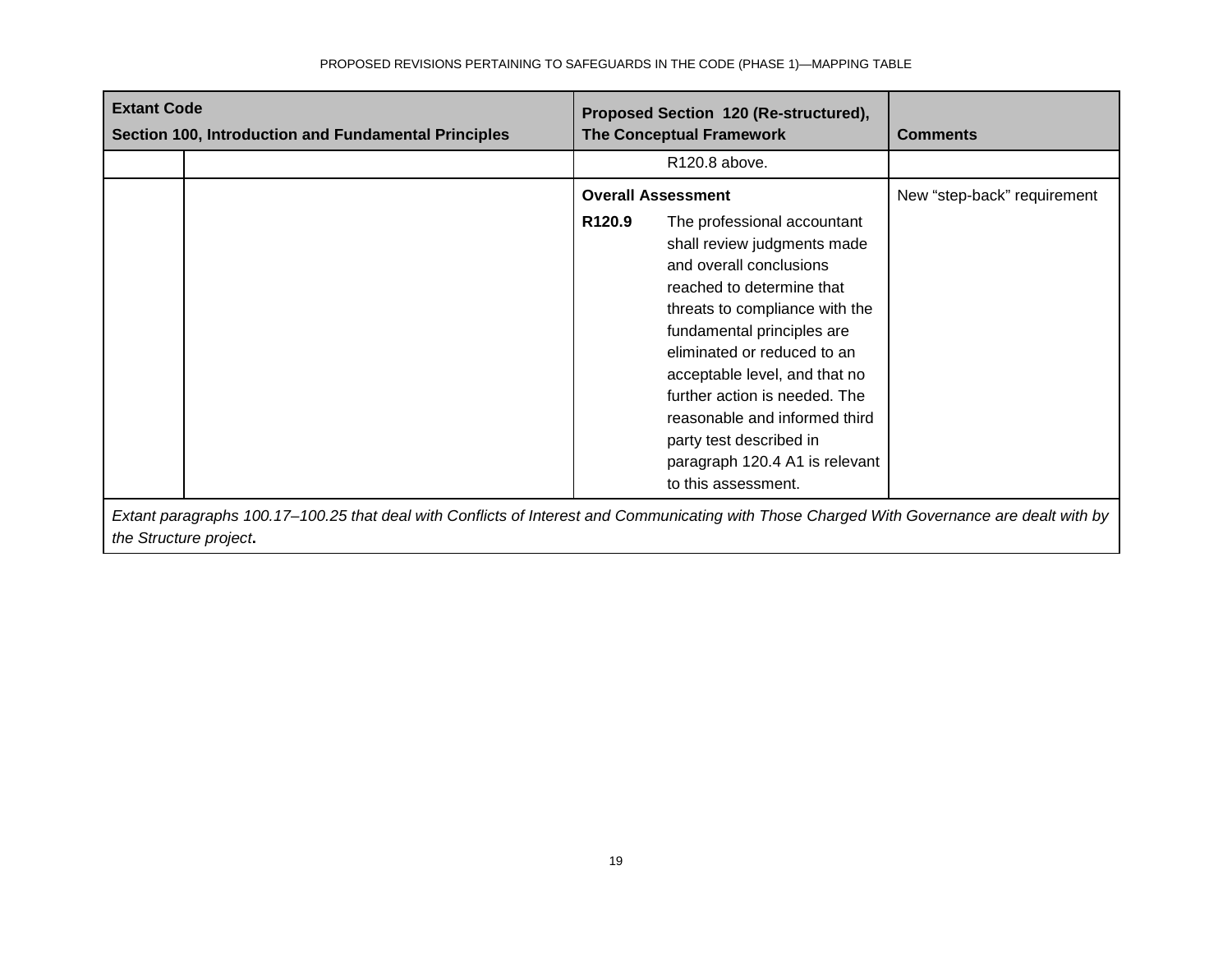| Extant Code<br>Section 100, Introduction and Fundamental Principles | | Proposed Section 120 (Re-structured), The Conceptual Framework | | Comments |
|---|---|---|---|---|
| | | | R120.8 above. | |
| | | **Overall Assessment**<br>**R120.9** | The professional accountant shall review judgments made and overall conclusions reached to determine that threats to compliance with the fundamental principles are eliminated or reduced to an acceptable level, and that no further action is needed. The reasonable and informed third party test described in paragraph 120.4 A1 is relevant to this assessment. | New "step-back" requirement |
| *Extant paragraphs 100.17–100.25 that deal with Conflicts of Interest and Communicating with Those Charged With Governance are dealt with by the Structure project*. | | | | |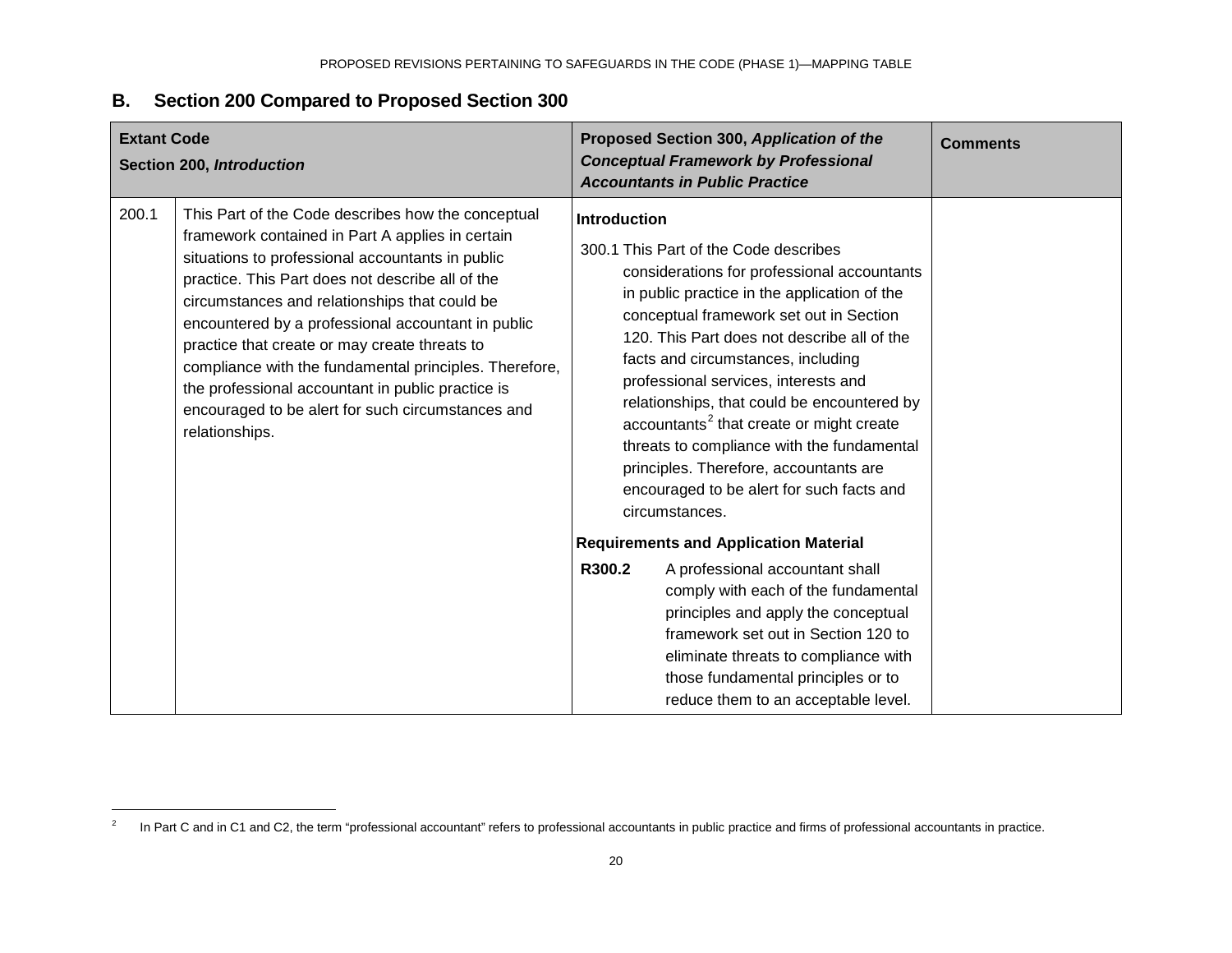## B. Section 200 Compared to Proposed Section 300

| Extant Code<br>Section 200, *Introduction* | | Proposed Section 300, *Application of the Conceptual Framework by Professional Accountants in Public Practice* | Comments |
|---|---|---|---|
| 200.1 | This Part of the Code describes how the conceptual framework contained in Part A applies in certain situations to professional accountants in public practice. This Part does not describe all of the circumstances and relationships that could be encountered by a professional accountant in public practice that create or may create threats to compliance with the fundamental principles. Therefore, the professional accountant in public practice is encouraged to be alert for such circumstances and relationships. | **Introduction**<br>300.1 This Part of the Code describes considerations for professional accountants in public practice in the application of the conceptual framework set out in Section 120. This Part does not describe all of the facts and circumstances, including professional services, interests and relationships, that could be encountered by accountants[2] that create or might create threats to compliance with the fundamental principles. Therefore, accountants are encouraged to be alert for such facts and circumstances.<br>**Requirements and Application Material**<br>**R300.2** A professional accountant shall comply with each of the fundamental principles and apply the conceptual framework set out in Section 120 to eliminate threats to compliance with those fundamental principles or to reduce them to an acceptable level. | |

[2] In Part C and in C1 and C2, the term "professional accountant" refers to professional accountants in public practice and firms of professional accountants in practice.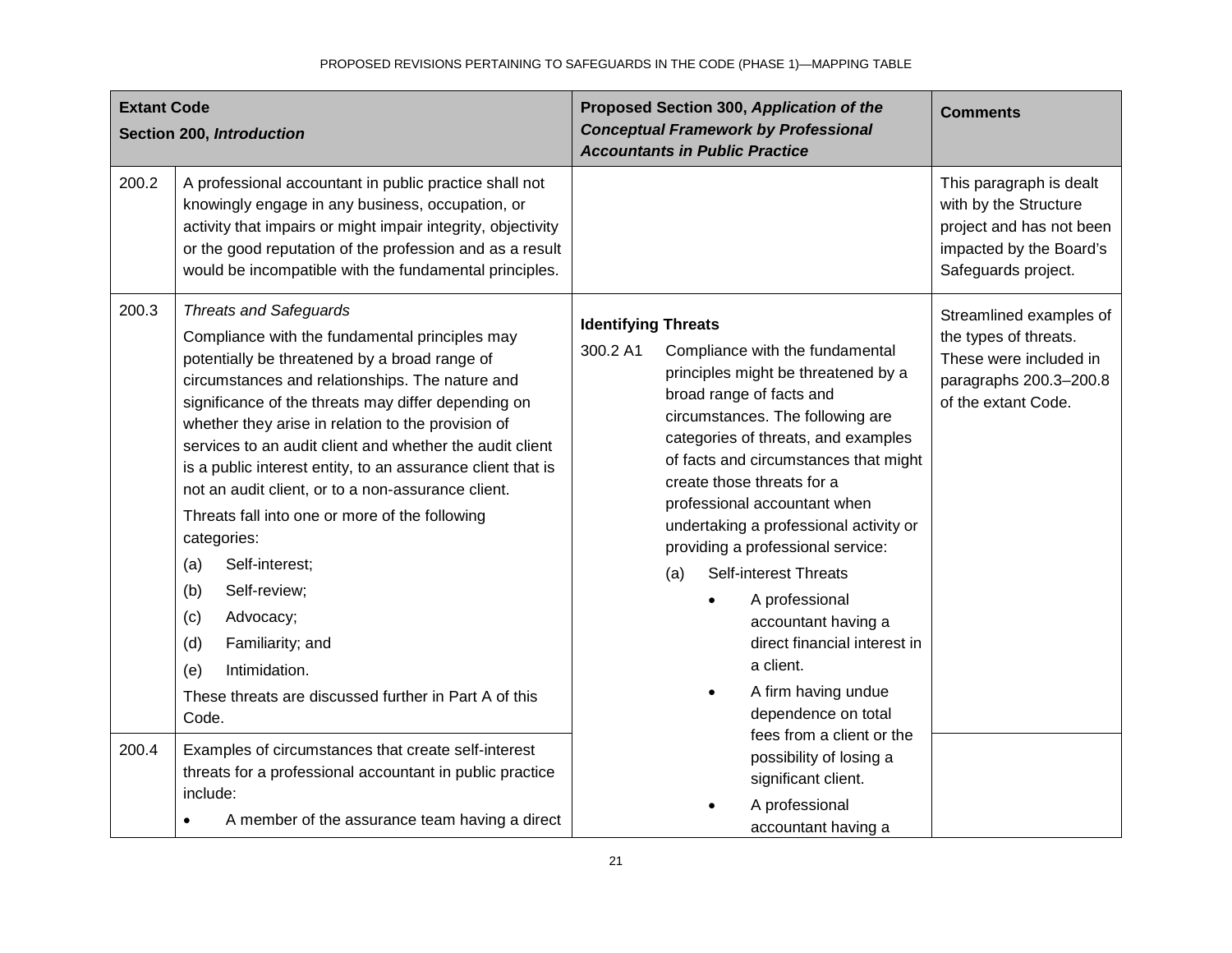| Extant Code<br>Section 200, *Introduction* | | Proposed Section 300, *Application of the Conceptual Framework by Professional Accountants in Public Practice* | Comments |
|---|---|---|---|
| 200.2 | A professional accountant in public practice shall not knowingly engage in any business, occupation, or activity that impairs or might impair integrity, objectivity or the good reputation of the profession and as a result would be incompatible with the fundamental principles. | | This paragraph is dealt with by the Structure project and has not been impacted by the Board's Safeguards project. |
| 200.3 | *Threats and Safeguards*<br>Compliance with the fundamental principles may potentially be threatened by a broad range of circumstances and relationships. The nature and significance of the threats may differ depending on whether they arise in relation to the provision of services to an audit client and whether the audit client is a public interest entity, to an assurance client that is not an audit client, or to a non-assurance client.<br>Threats fall into one or more of the following categories:<br>(a) Self-interest;<br>(b) Self-review;<br>(c) Advocacy;<br>(d) Familiarity; and<br>(e) Intimidation.<br>These threats are discussed further in Part A of this Code. | **Identifying Threats**<br>300.2 A1 Compliance with the fundamental principles might be threatened by a broad range of facts and circumstances. The following are categories of threats, and examples of facts and circumstances that might create those threats for a professional accountant when undertaking a professional activity or providing a professional service:<br>(a) Self-interest Threats<br>• A professional accountant having a direct financial interest in a client.<br>• A firm having undue dependence on total fees from a client or the possibility of losing a significant client.<br>• A professional accountant having a | Streamlined examples of the types of threats. These were included in paragraphs 200.3–200.8 of the extant Code. |
| 200.4 | Examples of circumstances that create self-interest threats for a professional accountant in public practice include:<br>• A member of the assurance team having a direct | | |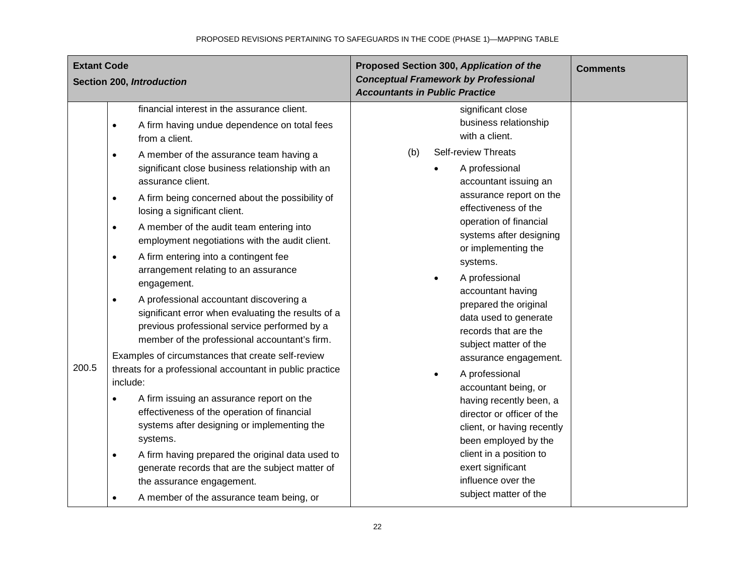| Extant Code Section 200, *Introduction* | | Proposed Section 300, *Application of the Conceptual Framework by Professional Accountants in Public Practice* | Comments |
|---|---|---|---|
| | financial interest in the assurance client.<br>• A firm having undue dependence on total fees from a client.<br>• A member of the assurance team having a significant close business relationship with an assurance client.<br>• A firm being concerned about the possibility of losing a significant client.<br>• A member of the audit team entering into employment negotiations with the audit client.<br>• A firm entering into a contingent fee arrangement relating to an assurance engagement.<br>• A professional accountant discovering a significant error when evaluating the results of a previous professional service performed by a member of the professional accountant's firm. | significant close business relationship with a client.<br>(b) Self-review Threats<br>• A professional accountant issuing an assurance report on the effectiveness of the operation of financial systems after designing or implementing the systems.<br>• A professional accountant having prepared the original data used to generate records that are the subject matter of the assurance engagement.<br>• A professional accountant being, or having recently been, a director or officer of the client, or having recently been employed by the client in a position to exert significant influence over the subject matter of the | |
| 200.5 | Examples of circumstances that create self-review threats for a professional accountant in public practice include:<br>• A firm issuing an assurance report on the effectiveness of the operation of financial systems after designing or implementing the systems.<br>• A firm having prepared the original data used to generate records that are the subject matter of the assurance engagement.<br>• A member of the assurance team being, or | | |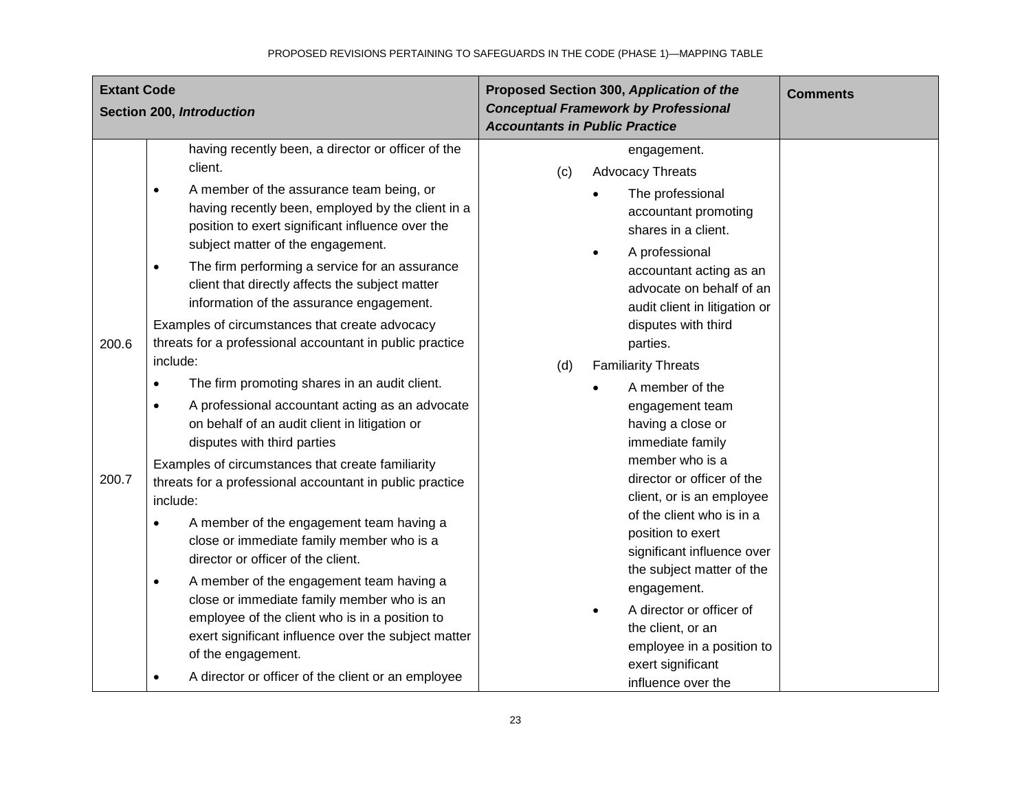| Extant Code<br>Section 200, *Introduction* | | Proposed Section 300, *Application of the Conceptual Framework by Professional Accountants in Public Practice* | Comments |
|---|---|---|---|
| | having recently been, a director or officer of the client.<br>• A member of the assurance team being, or having recently been, employed by the client in a position to exert significant influence over the subject matter of the engagement.<br>• The firm performing a service for an assurance client that directly affects the subject matter information of the assurance engagement. | engagement.<br>(c) Advocacy Threats<br>• The professional accountant promoting shares in a client.<br>• A professional accountant acting as an advocate on behalf of an audit client in litigation or disputes with third parties. | |
| 200.6 | Examples of circumstances that create advocacy threats for a professional accountant in public practice include:<br>• The firm promoting shares in an audit client.<br>• A professional accountant acting as an advocate on behalf of an audit client in litigation or disputes with third parties | (d) Familiarity Threats<br>• A member of the engagement team having a close or immediate family member who is a director or officer of the client, or is an employee of the client who is in a position to exert significant influence over the subject matter of the engagement. | |
| 200.7 | Examples of circumstances that create familiarity threats for a professional accountant in public practice include:<br>• A member of the engagement team having a close or immediate family member who is a director or officer of the client.<br>• A member of the engagement team having a close or immediate family member who is an employee of the client who is in a position to exert significant influence over the subject matter of the engagement.<br>• A director or officer of the client or an employee | • A director or officer of the client, or an employee in a position to exert significant influence over the | |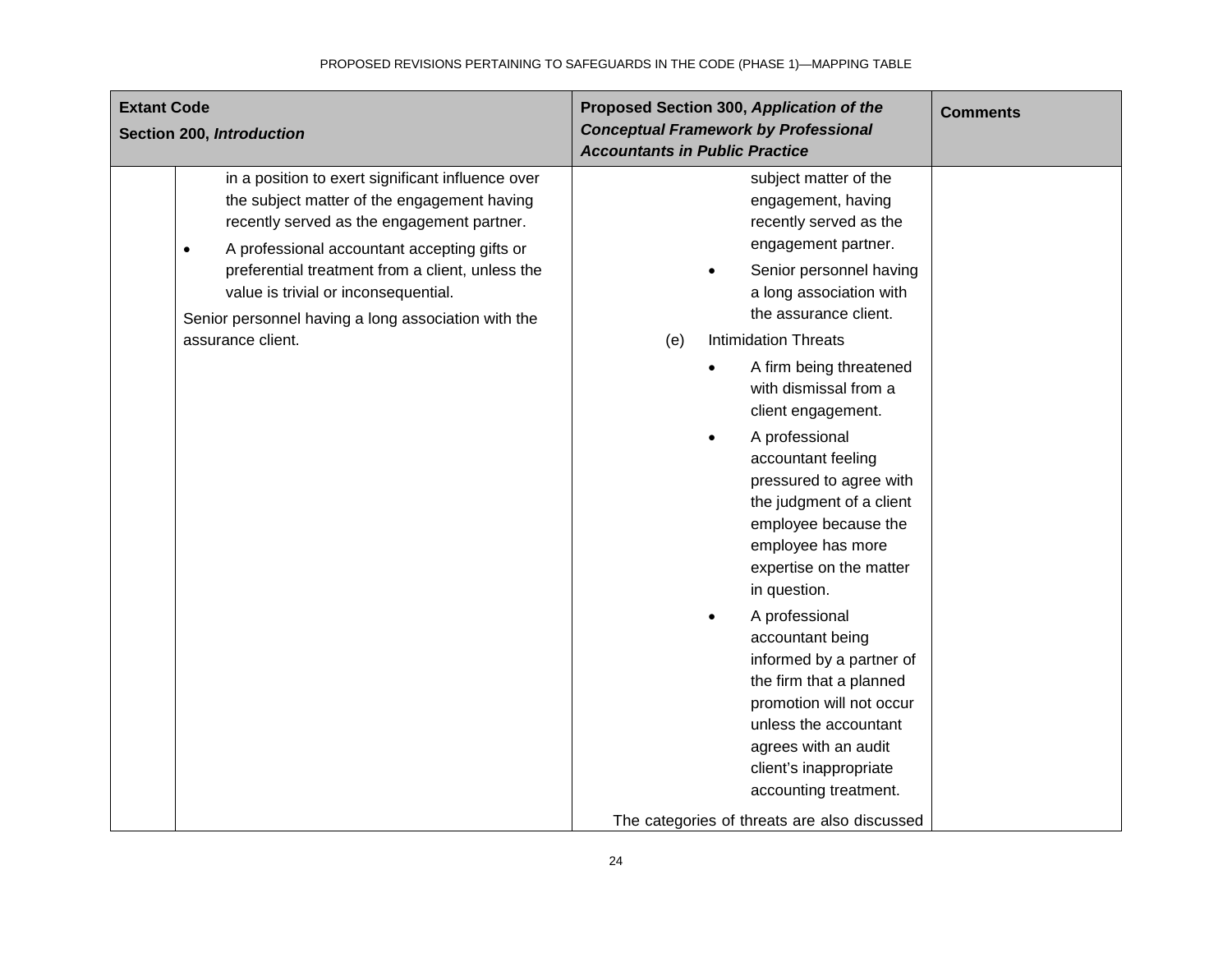| Extant Code<br>Section 200, *Introduction* | | Proposed Section 300, *Application of the Conceptual Framework by Professional Accountants in Public Practice* | Comments |
|---|---|---|---|
| | in a position to exert significant influence over the subject matter of the engagement having recently served as the engagement partner.<br>• A professional accountant accepting gifts or preferential treatment from a client, unless the value is trivial or inconsequential.<br>Senior personnel having a long association with the assurance client. | subject matter of the engagement, having recently served as the engagement partner.<br>• Senior personnel having a long association with the assurance client.<br>(e) Intimidation Threats<br>• A firm being threatened with dismissal from a client engagement.<br>• A professional accountant feeling pressured to agree with the judgment of a client employee because the employee has more expertise on the matter in question.<br>• A professional accountant being informed by a partner of the firm that a planned promotion will not occur unless the accountant agrees with an audit client's inappropriate accounting treatment.<br>The categories of threats are also discussed | |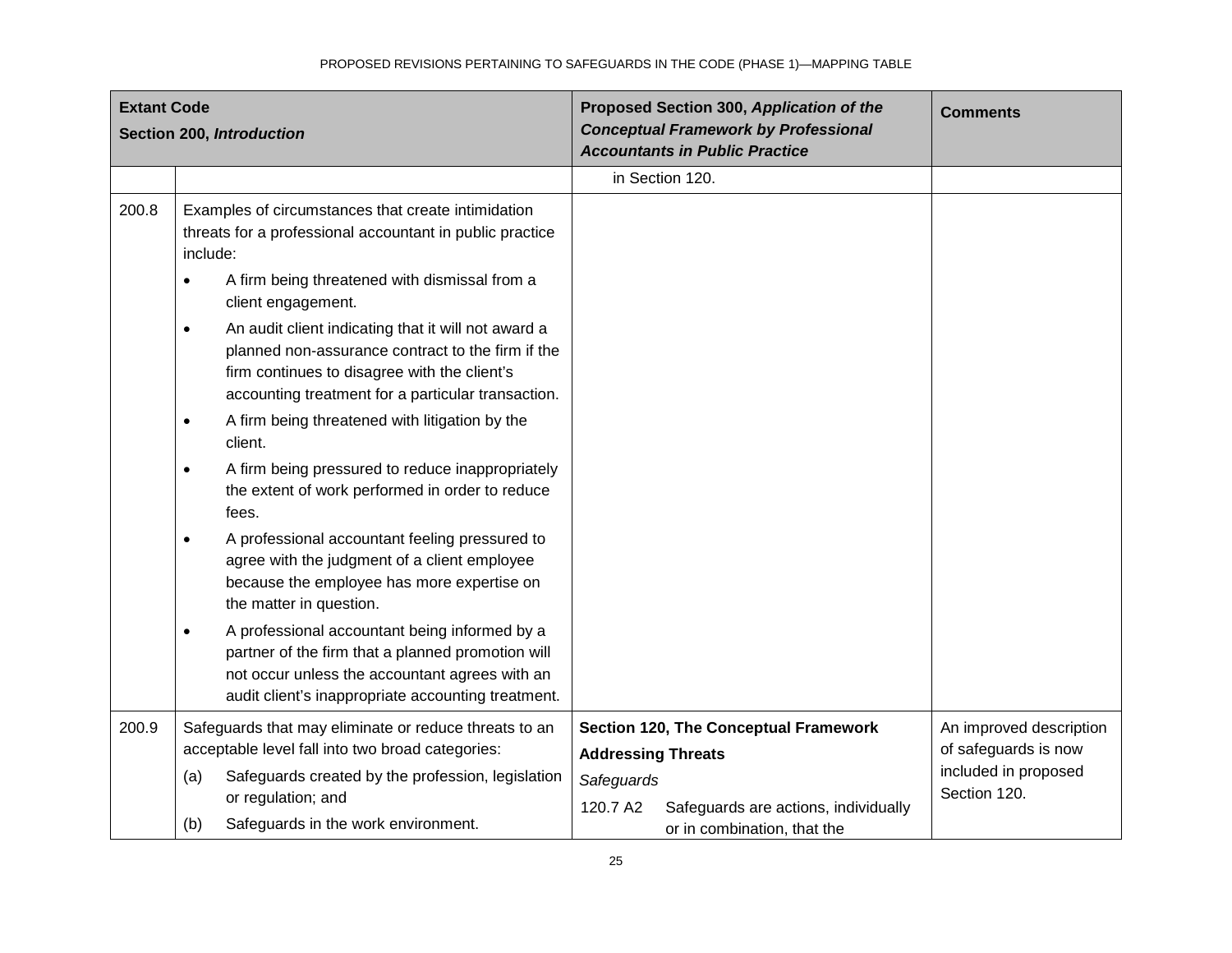| Extant Code<br>Section 200, *Introduction* | | Proposed Section 300, *Application of the Conceptual Framework by Professional Accountants in Public Practice* | Comments |
|---|---|---|---|
| | | in Section 120. | |
| 200.8 | Examples of circumstances that create intimidation threats for a professional accountant in public practice include:<br>• A firm being threatened with dismissal from a client engagement.<br>• An audit client indicating that it will not award a planned non-assurance contract to the firm if the firm continues to disagree with the client's accounting treatment for a particular transaction.<br>• A firm being threatened with litigation by the client.<br>• A firm being pressured to reduce inappropriately the extent of work performed in order to reduce fees.<br>• A professional accountant feeling pressured to agree with the judgment of a client employee because the employee has more expertise on the matter in question.<br>• A professional accountant being informed by a partner of the firm that a planned promotion will not occur unless the accountant agrees with an audit client's inappropriate accounting treatment. | | |
| 200.9 | Safeguards that may eliminate or reduce threats to an acceptable level fall into two broad categories:<br>(a) Safeguards created by the profession, legislation or regulation; and<br>(b) Safeguards in the work environment. | **Section 120, The Conceptual Framework**<br>**Addressing Threats**<br>*Safeguards*<br>120.7 A2 Safeguards are actions, individually or in combination, that the | An improved description of safeguards is now included in proposed Section 120. |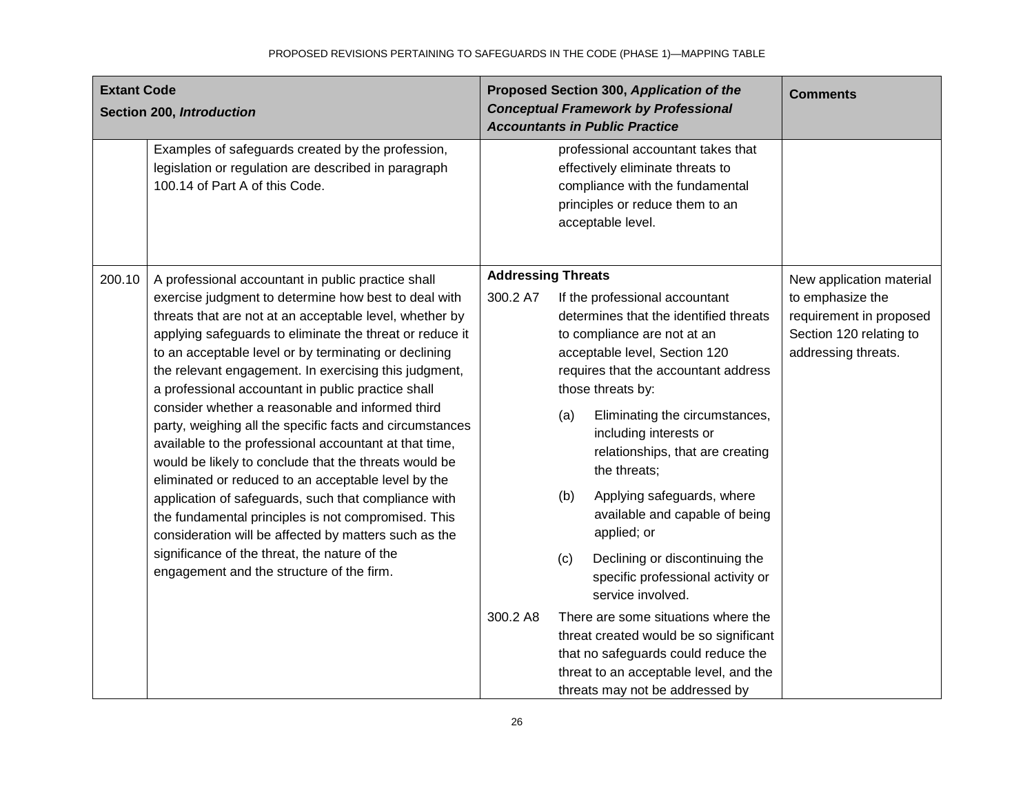| Extant Code<br>Section 200, *Introduction* | | Proposed Section 300, *Application of the Conceptual Framework by Professional Accountants in Public Practice* | | Comments |
|---|---|---|---|---|
| | Examples of safeguards created by the profession, legislation or regulation are described in paragraph 100.14 of Part A of this Code. | | professional accountant takes that effectively eliminate threats to compliance with the fundamental principles or reduce them to an acceptable level. | |
| 200.10 | A professional accountant in public practice shall exercise judgment to determine how best to deal with threats that are not at an acceptable level, whether by applying safeguards to eliminate the threat or reduce it to an acceptable level or by terminating or declining the relevant engagement. In exercising this judgment, a professional accountant in public practice shall consider whether a reasonable and informed third party, weighing all the specific facts and circumstances available to the professional accountant at that time, would be likely to conclude that the threats would be eliminated or reduced to an acceptable level by the application of safeguards, such that compliance with the fundamental principles is not compromised. This consideration will be affected by matters such as the significance of the threat, the nature of the engagement and the structure of the firm. | **Addressing Threats**<br><br>300.2 A7<br><br><br><br><br><br><br><br><br><br><br><br><br><br><br><br>300.2 A8 | If the professional accountant determines that the identified threats to compliance are not at an acceptable level, Section 120 requires that the accountant address those threats by:<br>(a) Eliminating the circumstances, including interests or relationships, that are creating the threats;<br>(b) Applying safeguards, where available and capable of being applied; or<br>(c) Declining or discontinuing the specific professional activity or service involved.<br><br>There are some situations where the threat created would be so significant that no safeguards could reduce the threat to an acceptable level, and the threats may not be addressed by | New application material to emphasize the requirement in proposed Section 120 relating to addressing threats. |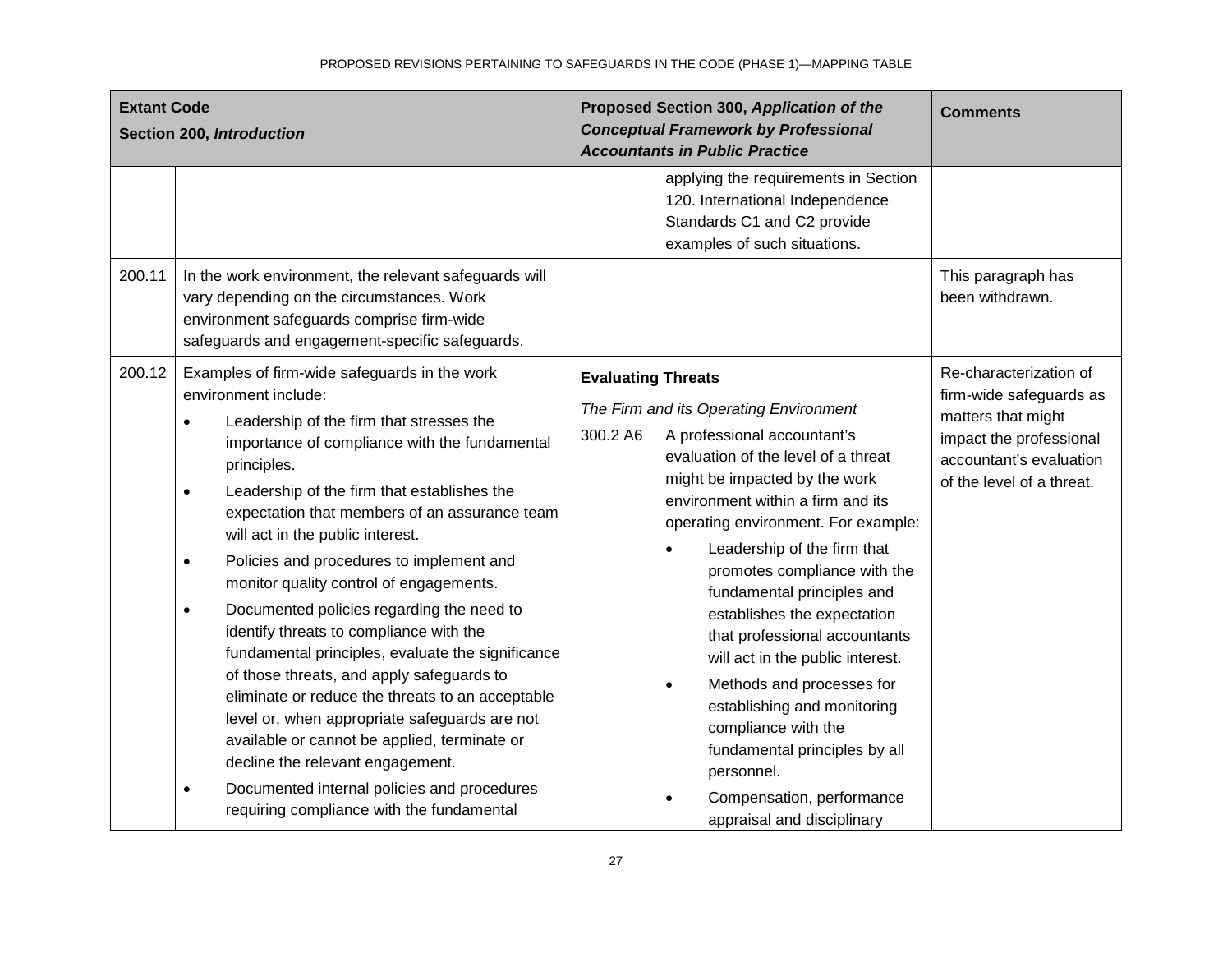| Extant Code<br>Section 200, *Introduction* | | Proposed Section 300, *Application of the Conceptual Framework by Professional Accountants in Public Practice* | Comments |
|---|---|---|---|
| | | applying the requirements in Section 120. International Independence Standards C1 and C2 provide examples of such situations. | |
| 200.11 | In the work environment, the relevant safeguards will vary depending on the circumstances. Work environment safeguards comprise firm-wide safeguards and engagement-specific safeguards. | | This paragraph has been withdrawn. |
| 200.12 | Examples of firm-wide safeguards in the work environment include:<br>• Leadership of the firm that stresses the importance of compliance with the fundamental principles.<br>• Leadership of the firm that establishes the expectation that members of an assurance team will act in the public interest.<br>• Policies and procedures to implement and monitor quality control of engagements.<br>• Documented policies regarding the need to identify threats to compliance with the fundamental principles, evaluate the significance of those threats, and apply safeguards to eliminate or reduce the threats to an acceptable level or, when appropriate safeguards are not available or cannot be applied, terminate or decline the relevant engagement.<br>• Documented internal policies and procedures requiring compliance with the fundamental | **Evaluating Threats**<br>*The Firm and its Operating Environment*<br>300.2 A6 A professional accountant's evaluation of the level of a threat might be impacted by the work environment within a firm and its operating environment. For example:<br>• Leadership of the firm that promotes compliance with the fundamental principles and establishes the expectation that professional accountants will act in the public interest.<br>• Methods and processes for establishing and monitoring compliance with the fundamental principles by all personnel.<br>• Compensation, performance appraisal and disciplinary | Re-characterization of firm-wide safeguards as matters that might impact the professional accountant's evaluation of the level of a threat. |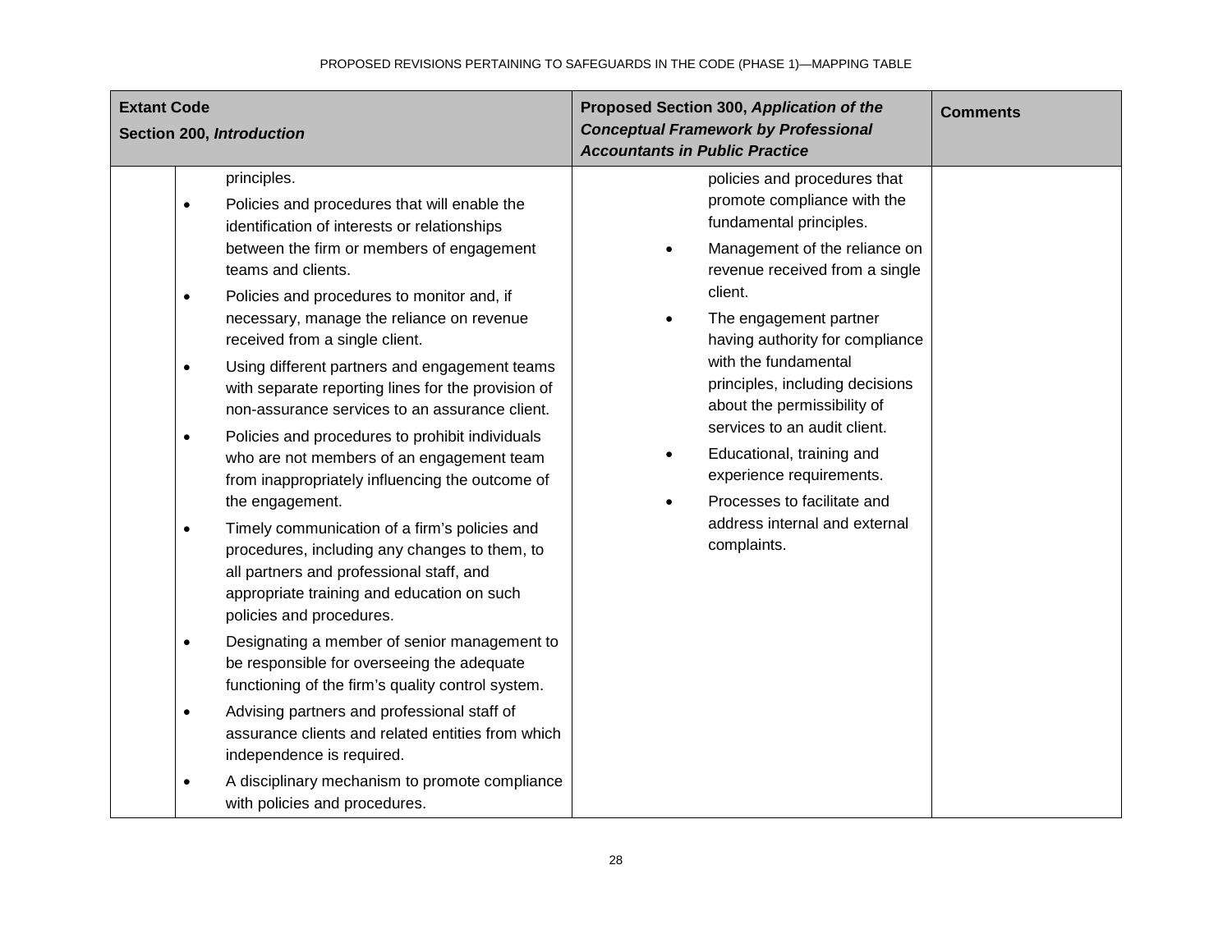| Extant Code<br>Section 200, *Introduction* | | Proposed Section 300, *Application of the Conceptual Framework by Professional Accountants in Public Practice* | Comments |
|---|---|---|---|
| | principles.<br>• Policies and procedures that will enable the identification of interests or relationships between the firm or members of engagement teams and clients.<br>• Policies and procedures to monitor and, if necessary, manage the reliance on revenue received from a single client.<br>• Using different partners and engagement teams with separate reporting lines for the provision of non-assurance services to an assurance client.<br>• Policies and procedures to prohibit individuals who are not members of an engagement team from inappropriately influencing the outcome of the engagement.<br>• Timely communication of a firm's policies and procedures, including any changes to them, to all partners and professional staff, and appropriate training and education on such policies and procedures.<br>• Designating a member of senior management to be responsible for overseeing the adequate functioning of the firm's quality control system.<br>• Advising partners and professional staff of assurance clients and related entities from which independence is required.<br>• A disciplinary mechanism to promote compliance with policies and procedures. | policies and procedures that promote compliance with the fundamental principles.<br>• Management of the reliance on revenue received from a single client.<br>• The engagement partner having authority for compliance with the fundamental principles, including decisions about the permissibility of services to an audit client.<br>• Educational, training and experience requirements.<br>• Processes to facilitate and address internal and external complaints. | |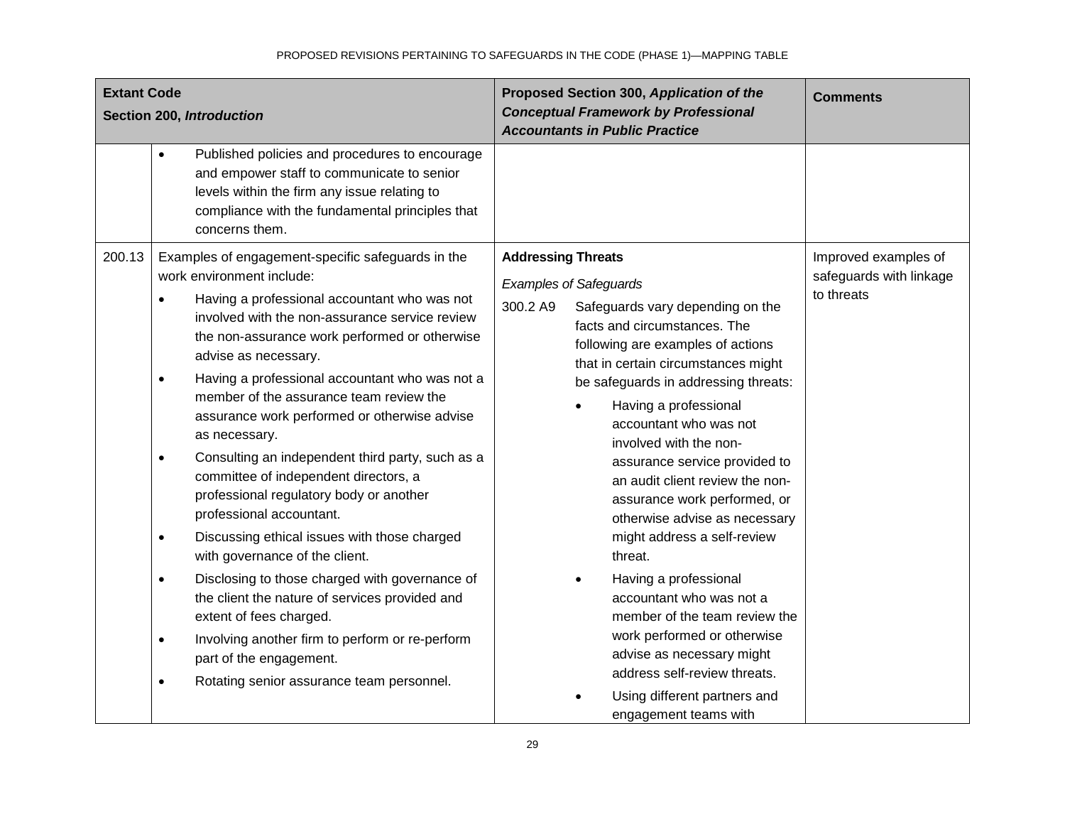| Extant Code Section 200, *Introduction* | | Proposed Section 300, *Application of the Conceptual Framework by Professional Accountants in Public Practice* | Comments |
|---|---|---|---|
| | • Published policies and procedures to encourage and empower staff to communicate to senior levels within the firm any issue relating to compliance with the fundamental principles that concerns them. | | |
| 200.13 | Examples of engagement-specific safeguards in the work environment include: <br> • Having a professional accountant who was not involved with the non-assurance service review the non-assurance work performed or otherwise advise as necessary. <br> • Having a professional accountant who was not a member of the assurance team review the assurance work performed or otherwise advise as necessary. <br> • Consulting an independent third party, such as a committee of independent directors, a professional regulatory body or another professional accountant. <br> • Discussing ethical issues with those charged with governance of the client. <br> • Disclosing to those charged with governance of the client the nature of services provided and extent of fees charged. <br> • Involving another firm to perform or re-perform part of the engagement. <br> • Rotating senior assurance team personnel. | **Addressing Threats** <br> *Examples of Safeguards* <br> 300.2 A9 Safeguards vary depending on the facts and circumstances. The following are examples of actions that in certain circumstances might be safeguards in addressing threats: <br> • Having a professional accountant who was not involved with the non-assurance service provided to an audit client review the non-assurance work performed, or otherwise advise as necessary might address a self-review threat. <br> • Having a professional accountant who was not a member of the team review the work performed or otherwise advise as necessary might address self-review threats. <br> • Using different partners and engagement teams with | Improved examples of safeguards with linkage to threats |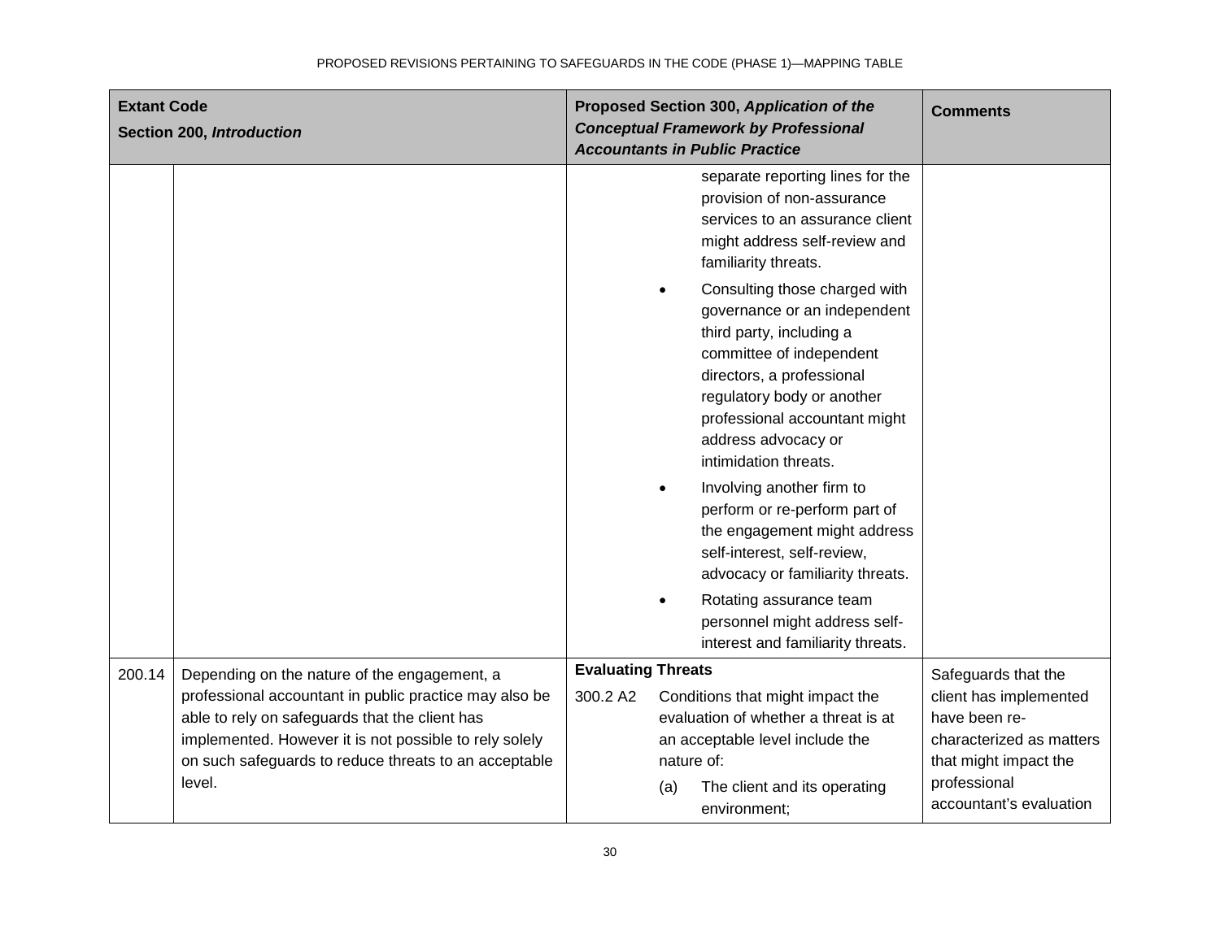| Extant Code Section 200, *Introduction* | | Proposed Section 300, *Application of the Conceptual Framework by Professional Accountants in Public Practice* | Comments |
|---|---|---|---|
| | | separate reporting lines for the provision of non-assurance services to an assurance client might address self-review and familiarity threats.<br>• Consulting those charged with governance or an independent third party, including a committee of independent directors, a professional regulatory body or another professional accountant might address advocacy or intimidation threats.<br>• Involving another firm to perform or re-perform part of the engagement might address self-interest, self-review, advocacy or familiarity threats.<br>• Rotating assurance team personnel might address self-interest and familiarity threats. | |
| 200.14 | Depending on the nature of the engagement, a professional accountant in public practice may also be able to rely on safeguards that the client has implemented. However it is not possible to rely solely on such safeguards to reduce threats to an acceptable level. | **Evaluating Threats**<br>300.2 A2 Conditions that might impact the evaluation of whether a threat is at an acceptable level include the nature of:<br>(a) The client and its operating environment; | Safeguards that the client has implemented have been re-characterized as matters that might impact the professional accountant's evaluation |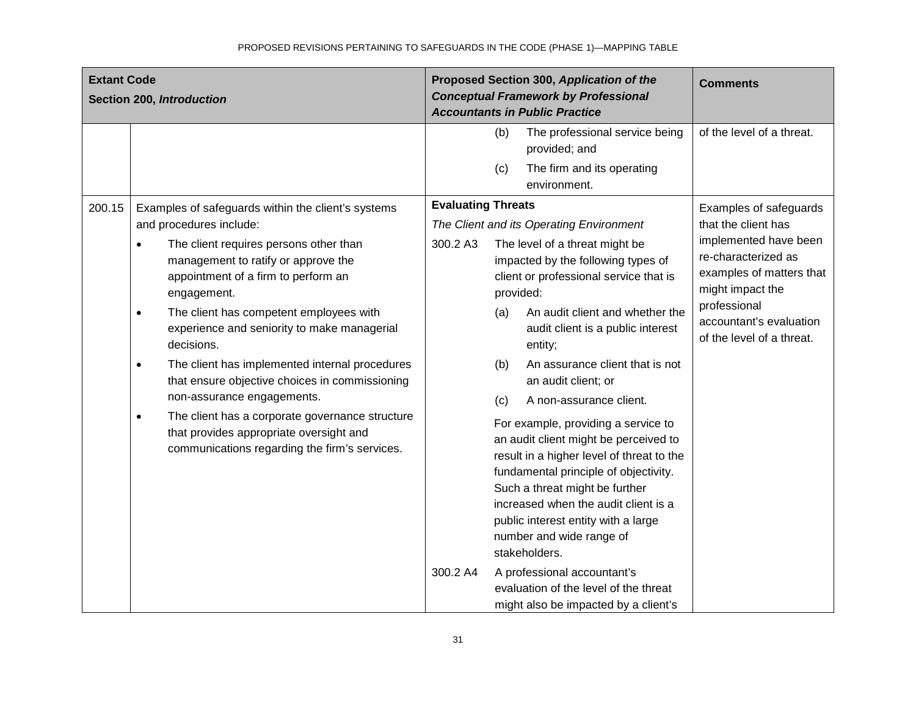| Extant Code Section 200, *Introduction* | | Proposed Section 300, *Application of the Conceptual Framework by Professional Accountants in Public Practice* | Comments |
|---|---|---|---|
| | | (b) The professional service being provided; and<br>(c) The firm and its operating environment. | of the level of a threat. |
| 200.15 | Examples of safeguards within the client's systems and procedures include:<br>• The client requires persons other than management to ratify or approve the appointment of a firm to perform an engagement.<br>• The client has competent employees with experience and seniority to make managerial decisions.<br>• The client has implemented internal procedures that ensure objective choices in commissioning non-assurance engagements.<br>• The client has a corporate governance structure that provides appropriate oversight and communications regarding the firm's services. | **Evaluating Threats**<br>*The Client and its Operating Environment*<br>300.2 A3 The level of a threat might be impacted by the following types of client or professional service that is provided:<br>(a) An audit client and whether the audit client is a public interest entity;<br>(b) An assurance client that is not an audit client; or<br>(c) A non-assurance client.<br>For example, providing a service to an audit client might be perceived to result in a higher level of threat to the fundamental principle of objectivity. Such a threat might be further increased when the audit client is a public interest entity with a large number and wide range of stakeholders.<br>300.2 A4 A professional accountant's evaluation of the level of the threat might also be impacted by a client's | Examples of safeguards that the client has implemented have been re-characterized as examples of matters that might impact the professional accountant's evaluation of the level of a threat. |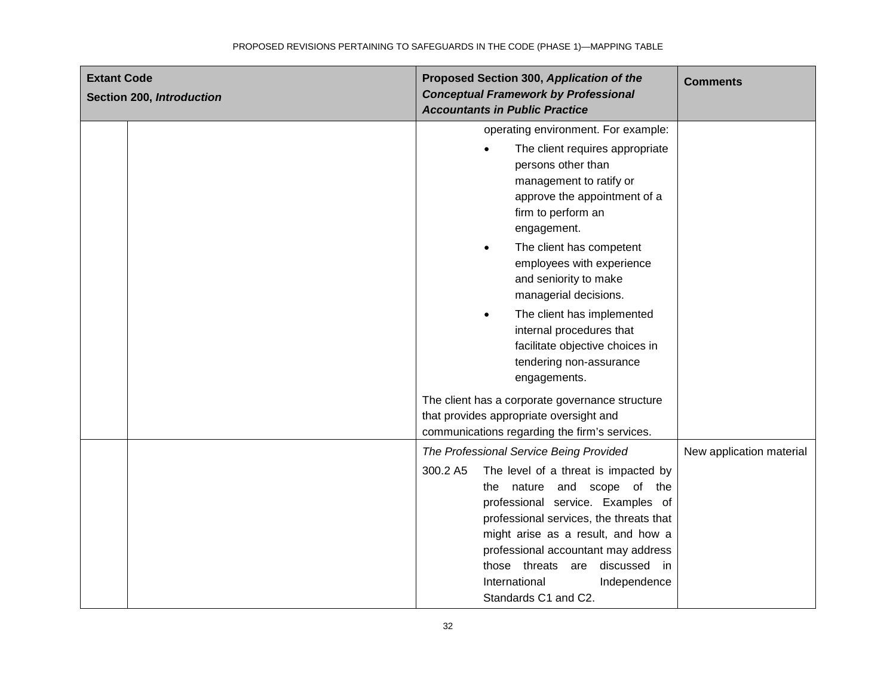| Extant Code<br>Section 200, *Introduction* | | Proposed Section 300, *Application of the Conceptual Framework by Professional Accountants in Public Practice* | Comments |
|---|---|---|---|
| | | operating environment. For example:<br>• The client requires appropriate persons other than management to ratify or approve the appointment of a firm to perform an engagement.<br>• The client has competent employees with experience and seniority to make managerial decisions.<br>• The client has implemented internal procedures that facilitate objective choices in tendering non-assurance engagements.<br><br>The client has a corporate governance structure that provides appropriate oversight and communications regarding the firm's services. | |
| | | *The Professional Service Being Provided*<br>300.2 A5 The level of a threat is impacted by the nature and scope of the professional service. Examples of professional services, the threats that might arise as a result, and how a professional accountant may address those threats are discussed in International Independence Standards C1 and C2. | New application material |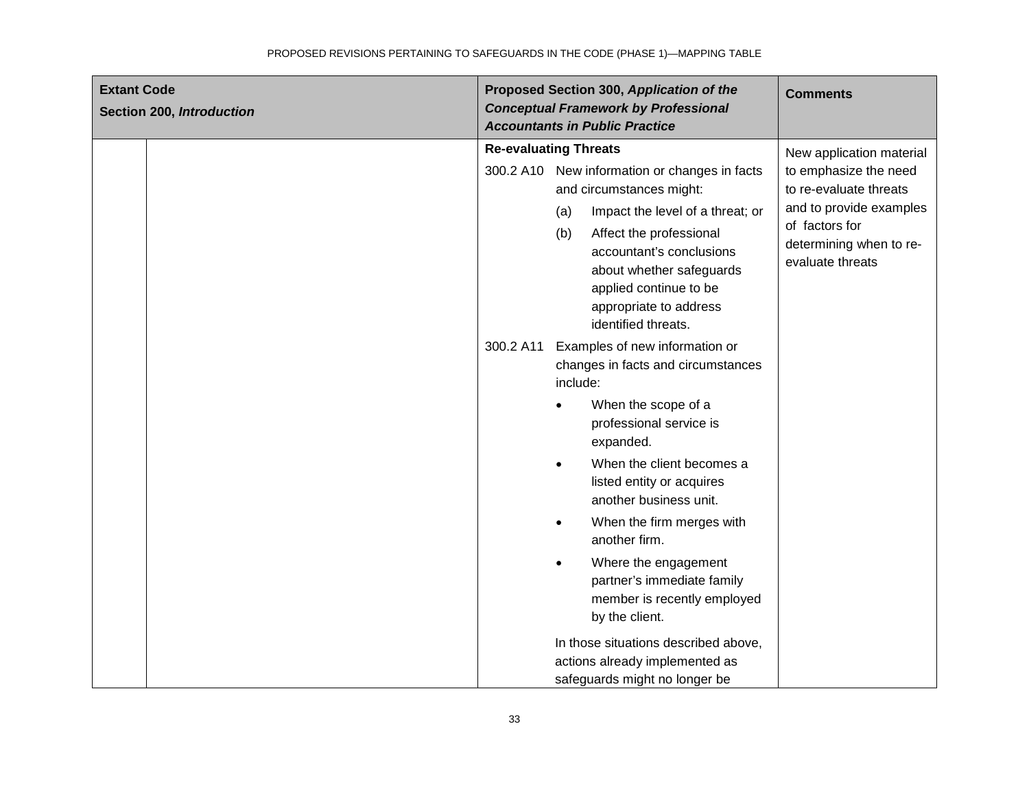| Extant Code<br>Section 200, *Introduction* | | Proposed Section 300, *Application of the Conceptual Framework by Professional Accountants in Public Practice* | Comments |
|---|---|---|---|
| | | **Re-evaluating Threats**<br><br>300.2 A10 New information or changes in facts and circumstances might:<br>(a) Impact the level of a threat; or<br>(b) Affect the professional accountant's conclusions about whether safeguards applied continue to be appropriate to address identified threats.<br><br>300.2 A11 Examples of new information or changes in facts and circumstances include:<br>• When the scope of a professional service is expanded.<br>• When the client becomes a listed entity or acquires another business unit.<br>• When the firm merges with another firm.<br>• Where the engagement partner's immediate family member is recently employed by the client.<br><br>In those situations described above, actions already implemented as safeguards might no longer be | New application material to emphasize the need to re-evaluate threats and to provide examples of factors for determining when to re-evaluate threats |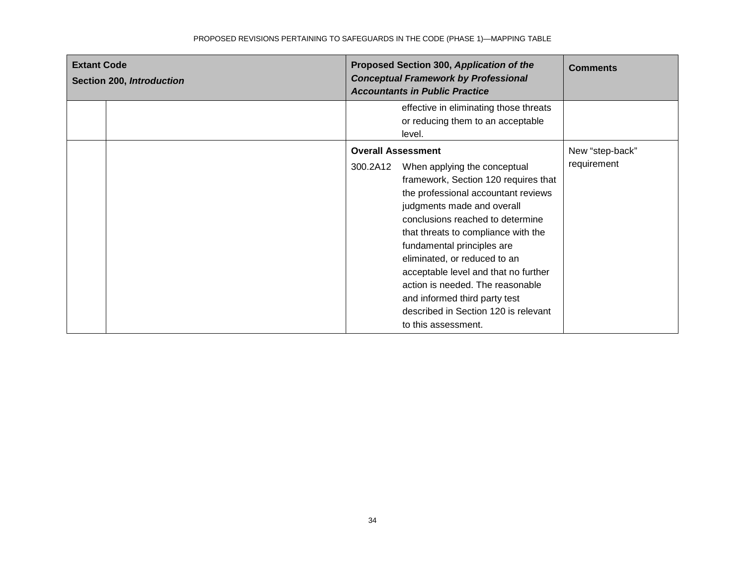| Extant Code<br>Section 200, *Introduction* | | Proposed Section 300, *Application of the Conceptual Framework by Professional Accountants in Public Practice* | | Comments |
|---|---|---|---|---|
| | | | effective in eliminating those threats or reducing them to an acceptable level. | |
| | | **Overall Assessment**<br>300.2A12 | When applying the conceptual framework, Section 120 requires that the professional accountant reviews judgments made and overall conclusions reached to determine that threats to compliance with the fundamental principles are eliminated, or reduced to an acceptable level and that no further action is needed. The reasonable and informed third party test described in Section 120 is relevant to this assessment. | New “step-back” requirement |